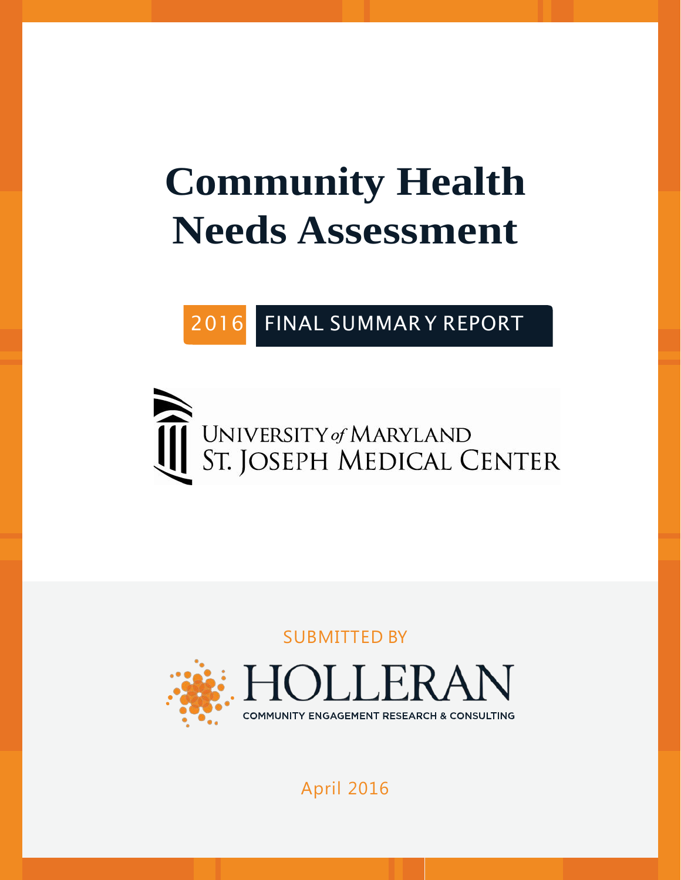# Community Health Needs Assessment

2016 FINAL SUMMARY REPORT

UNIVERSITY *of* MARYLAND
ST. JOSEPH MEDICAL CENTER

SUBMITTED BY

HOLLERAN
COMMUNITY ENGAGEMENT RESEARCH & CONSULTING

April 2016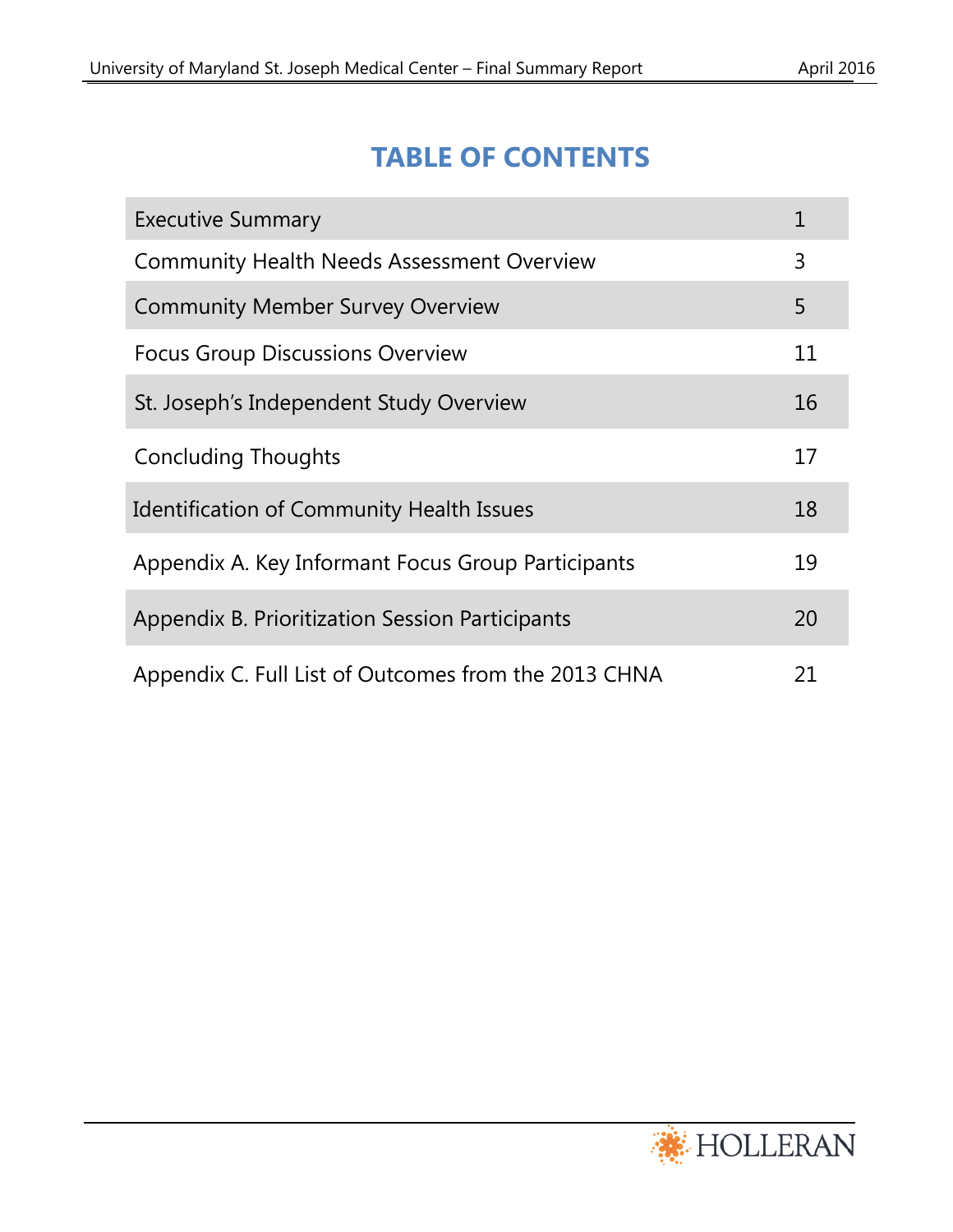# TABLE OF CONTENTS

| | |
|---|---|
| Executive Summary | 1 |
| Community Health Needs Assessment Overview | 3 |
| Community Member Survey Overview | 5 |
| Focus Group Discussions Overview | 11 |
| St. Joseph's Independent Study Overview | 16 |
| Concluding Thoughts | 17 |
| Identification of Community Health Issues | 18 |
| Appendix A. Key Informant Focus Group Participants | 19 |
| Appendix B. Prioritization Session Participants | 20 |
| Appendix C. Full List of Outcomes from the 2013 CHNA | 21 |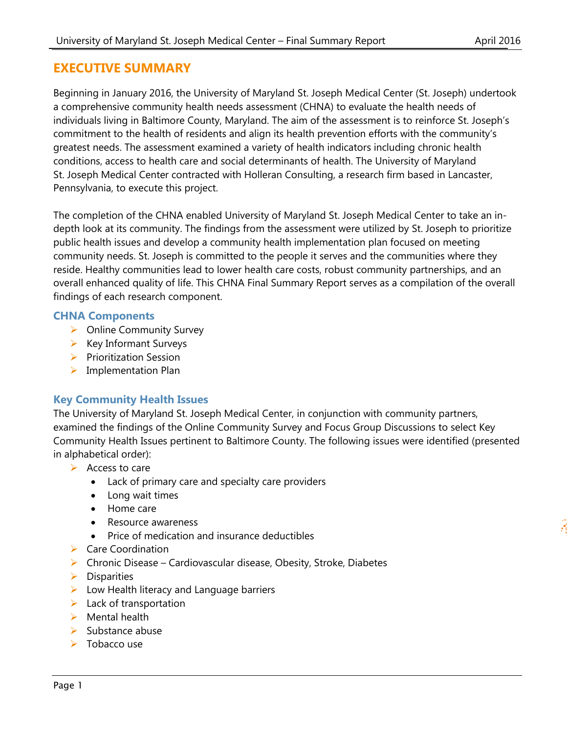# EXECUTIVE SUMMARY

Beginning in January 2016, the University of Maryland St. Joseph Medical Center (St. Joseph) undertook a comprehensive community health needs assessment (CHNA) to evaluate the health needs of individuals living in Baltimore County, Maryland. The aim of the assessment is to reinforce St. Joseph's commitment to the health of residents and align its health prevention efforts with the community's greatest needs. The assessment examined a variety of health indicators including chronic health conditions, access to health care and social determinants of health. The University of Maryland St. Joseph Medical Center contracted with Holleran Consulting, a research firm based in Lancaster, Pennsylvania, to execute this project.

The completion of the CHNA enabled University of Maryland St. Joseph Medical Center to take an in-depth look at its community. The findings from the assessment were utilized by St. Joseph to prioritize public health issues and develop a community health implementation plan focused on meeting community needs. St. Joseph is committed to the people it serves and the communities where they reside. Healthy communities lead to lower health care costs, robust community partnerships, and an overall enhanced quality of life. This CHNA Final Summary Report serves as a compilation of the overall findings of each research component.

## CHNA Components

- Online Community Survey
- Key Informant Surveys
- Prioritization Session
- Implementation Plan

## Key Community Health Issues

The University of Maryland St. Joseph Medical Center, in conjunction with community partners, examined the findings of the Online Community Survey and Focus Group Discussions to select Key Community Health Issues pertinent to Baltimore County. The following issues were identified (presented in alphabetical order):

- Access to care
  - Lack of primary care and specialty care providers
  - Long wait times
  - Home care
  - Resource awareness
  - Price of medication and insurance deductibles
- Care Coordination
- Chronic Disease – Cardiovascular disease, Obesity, Stroke, Diabetes
- Disparities
- Low Health literacy and Language barriers
- Lack of transportation
- Mental health
- Substance abuse
- Tobacco use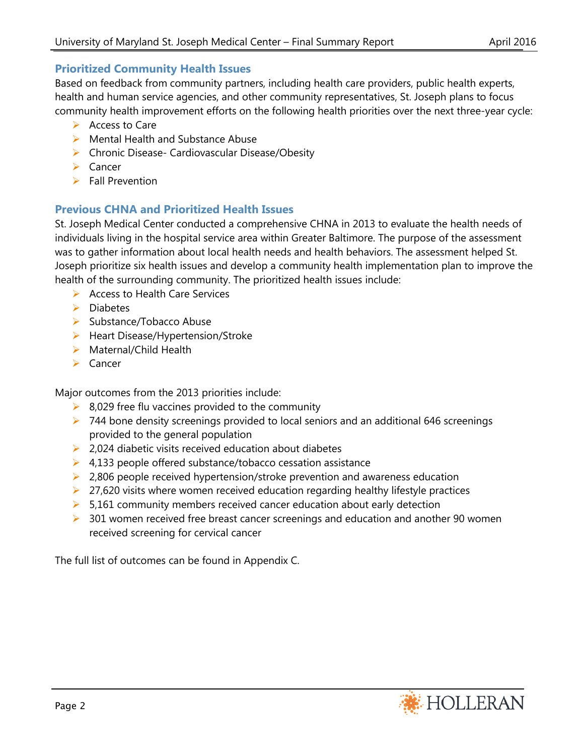## Prioritized Community Health Issues

Based on feedback from community partners, including health care providers, public health experts, health and human service agencies, and other community representatives, St. Joseph plans to focus community health improvement efforts on the following health priorities over the next three-year cycle:

- Access to Care
- Mental Health and Substance Abuse
- Chronic Disease- Cardiovascular Disease/Obesity
- Cancer
- Fall Prevention

## Previous CHNA and Prioritized Health Issues

St. Joseph Medical Center conducted a comprehensive CHNA in 2013 to evaluate the health needs of individuals living in the hospital service area within Greater Baltimore. The purpose of the assessment was to gather information about local health needs and health behaviors. The assessment helped St. Joseph prioritize six health issues and develop a community health implementation plan to improve the health of the surrounding community. The prioritized health issues include:

- Access to Health Care Services
- Diabetes
- Substance/Tobacco Abuse
- Heart Disease/Hypertension/Stroke
- Maternal/Child Health
- Cancer

Major outcomes from the 2013 priorities include:

- 8,029 free flu vaccines provided to the community
- 744 bone density screenings provided to local seniors and an additional 646 screenings provided to the general population
- 2,024 diabetic visits received education about diabetes
- 4,133 people offered substance/tobacco cessation assistance
- 2,806 people received hypertension/stroke prevention and awareness education
- 27,620 visits where women received education regarding healthy lifestyle practices
- 5,161 community members received cancer education about early detection
- 301 women received free breast cancer screenings and education and another 90 women received screening for cervical cancer

The full list of outcomes can be found in Appendix C.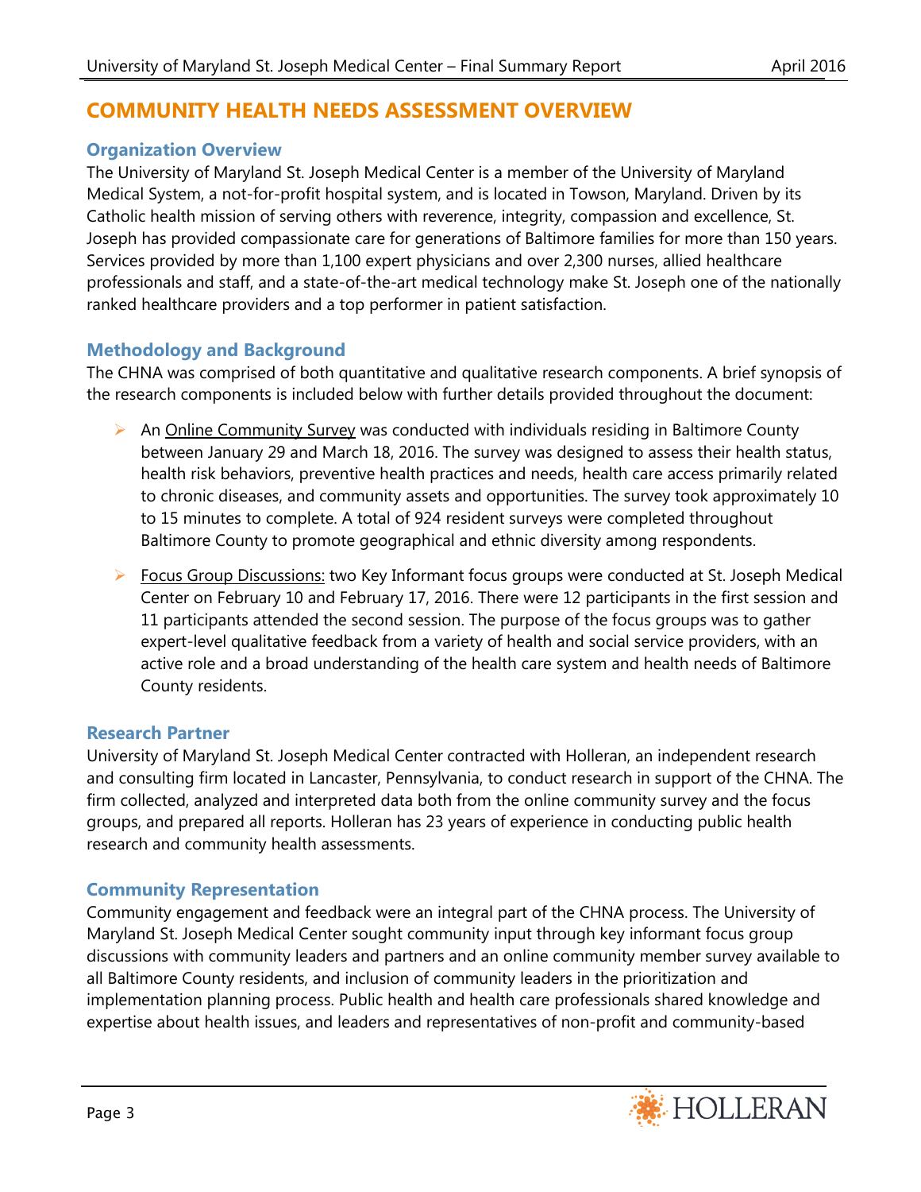# COMMUNITY HEALTH NEEDS ASSESSMENT OVERVIEW

## Organization Overview

The University of Maryland St. Joseph Medical Center is a member of the University of Maryland Medical System, a not-for-profit hospital system, and is located in Towson, Maryland. Driven by its Catholic health mission of serving others with reverence, integrity, compassion and excellence, St. Joseph has provided compassionate care for generations of Baltimore families for more than 150 years. Services provided by more than 1,100 expert physicians and over 2,300 nurses, allied healthcare professionals and staff, and a state-of-the-art medical technology make St. Joseph one of the nationally ranked healthcare providers and a top performer in patient satisfaction.

## Methodology and Background

The CHNA was comprised of both quantitative and qualitative research components. A brief synopsis of the research components is included below with further details provided throughout the document:

- An Online Community Survey was conducted with individuals residing in Baltimore County between January 29 and March 18, 2016. The survey was designed to assess their health status, health risk behaviors, preventive health practices and needs, health care access primarily related to chronic diseases, and community assets and opportunities. The survey took approximately 10 to 15 minutes to complete. A total of 924 resident surveys were completed throughout Baltimore County to promote geographical and ethnic diversity among respondents.
- Focus Group Discussions: two Key Informant focus groups were conducted at St. Joseph Medical Center on February 10 and February 17, 2016. There were 12 participants in the first session and 11 participants attended the second session. The purpose of the focus groups was to gather expert-level qualitative feedback from a variety of health and social service providers, with an active role and a broad understanding of the health care system and health needs of Baltimore County residents.

## Research Partner

University of Maryland St. Joseph Medical Center contracted with Holleran, an independent research and consulting firm located in Lancaster, Pennsylvania, to conduct research in support of the CHNA. The firm collected, analyzed and interpreted data both from the online community survey and the focus groups, and prepared all reports. Holleran has 23 years of experience in conducting public health research and community health assessments.

## Community Representation

Community engagement and feedback were an integral part of the CHNA process. The University of Maryland St. Joseph Medical Center sought community input through key informant focus group discussions with community leaders and partners and an online community member survey available to all Baltimore County residents, and inclusion of community leaders in the prioritization and implementation planning process. Public health and health care professionals shared knowledge and expertise about health issues, and leaders and representatives of non-profit and community-based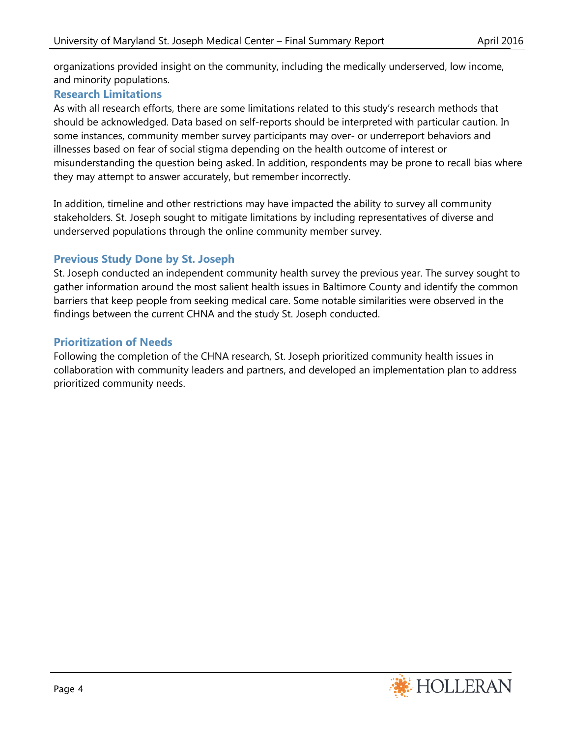organizations provided insight on the community, including the medically underserved, low income, and minority populations.

### Research Limitations

As with all research efforts, there are some limitations related to this study's research methods that should be acknowledged. Data based on self-reports should be interpreted with particular caution. In some instances, community member survey participants may over- or underreport behaviors and illnesses based on fear of social stigma depending on the health outcome of interest or misunderstanding the question being asked. In addition, respondents may be prone to recall bias where they may attempt to answer accurately, but remember incorrectly.

In addition, timeline and other restrictions may have impacted the ability to survey all community stakeholders. St. Joseph sought to mitigate limitations by including representatives of diverse and underserved populations through the online community member survey.

### Previous Study Done by St. Joseph

St. Joseph conducted an independent community health survey the previous year. The survey sought to gather information around the most salient health issues in Baltimore County and identify the common barriers that keep people from seeking medical care. Some notable similarities were observed in the findings between the current CHNA and the study St. Joseph conducted.

### Prioritization of Needs

Following the completion of the CHNA research, St. Joseph prioritized community health issues in collaboration with community leaders and partners, and developed an implementation plan to address prioritized community needs.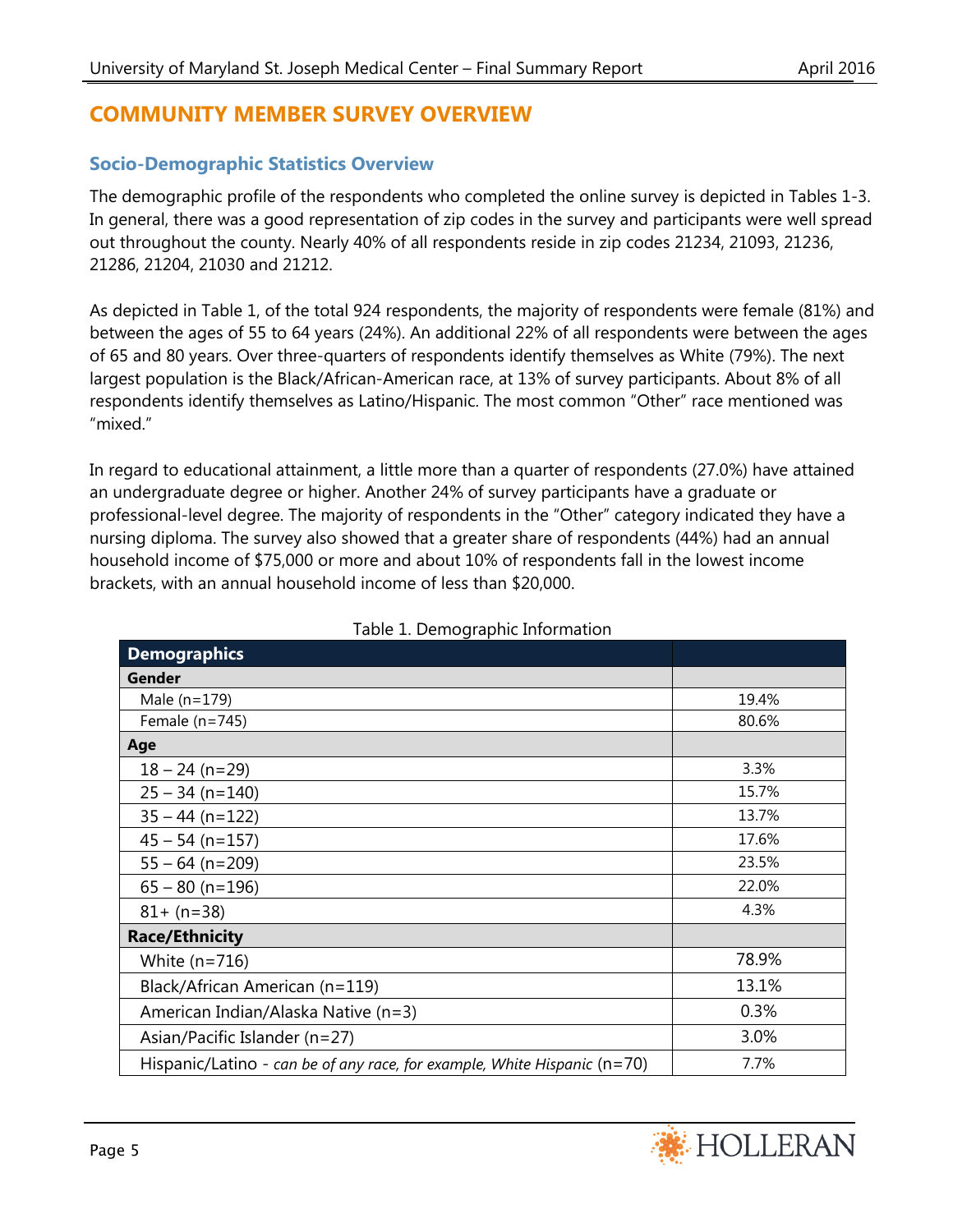## COMMUNITY MEMBER SURVEY OVERVIEW

### Socio-Demographic Statistics Overview

The demographic profile of the respondents who completed the online survey is depicted in Tables 1-3. In general, there was a good representation of zip codes in the survey and participants were well spread out throughout the county. Nearly 40% of all respondents reside in zip codes 21234, 21093, 21236, 21286, 21204, 21030 and 21212.

As depicted in Table 1, of the total 924 respondents, the majority of respondents were female (81%) and between the ages of 55 to 64 years (24%). An additional 22% of all respondents were between the ages of 65 and 80 years. Over three-quarters of respondents identify themselves as White (79%). The next largest population is the Black/African-American race, at 13% of survey participants. About 8% of all respondents identify themselves as Latino/Hispanic. The most common "Other" race mentioned was "mixed."

In regard to educational attainment, a little more than a quarter of respondents (27.0%) have attained an undergraduate degree or higher. Another 24% of survey participants have a graduate or professional-level degree. The majority of respondents in the "Other" category indicated they have a nursing diploma. The survey also showed that a greater share of respondents (44%) had an annual household income of $75,000 or more and about 10% of respondents fall in the lowest income brackets, with an annual household income of less than $20,000.

Table 1. Demographic Information

| Demographics | |
|---|---|
| **Gender** | |
| Male (n=179) | 19.4% |
| Female (n=745) | 80.6% |
| **Age** | |
| 18 – 24 (n=29) | 3.3% |
| 25 – 34 (n=140) | 15.7% |
| 35 – 44 (n=122) | 13.7% |
| 45 – 54 (n=157) | 17.6% |
| 55 – 64 (n=209) | 23.5% |
| 65 – 80 (n=196) | 22.0% |
| 81+ (n=38) | 4.3% |
| **Race/Ethnicity** | |
| White (n=716) | 78.9% |
| Black/African American (n=119) | 13.1% |
| American Indian/Alaska Native (n=3) | 0.3% |
| Asian/Pacific Islander (n=27) | 3.0% |
| Hispanic/Latino - *can be of any race, for example, White Hispanic* (n=70) | 7.7% |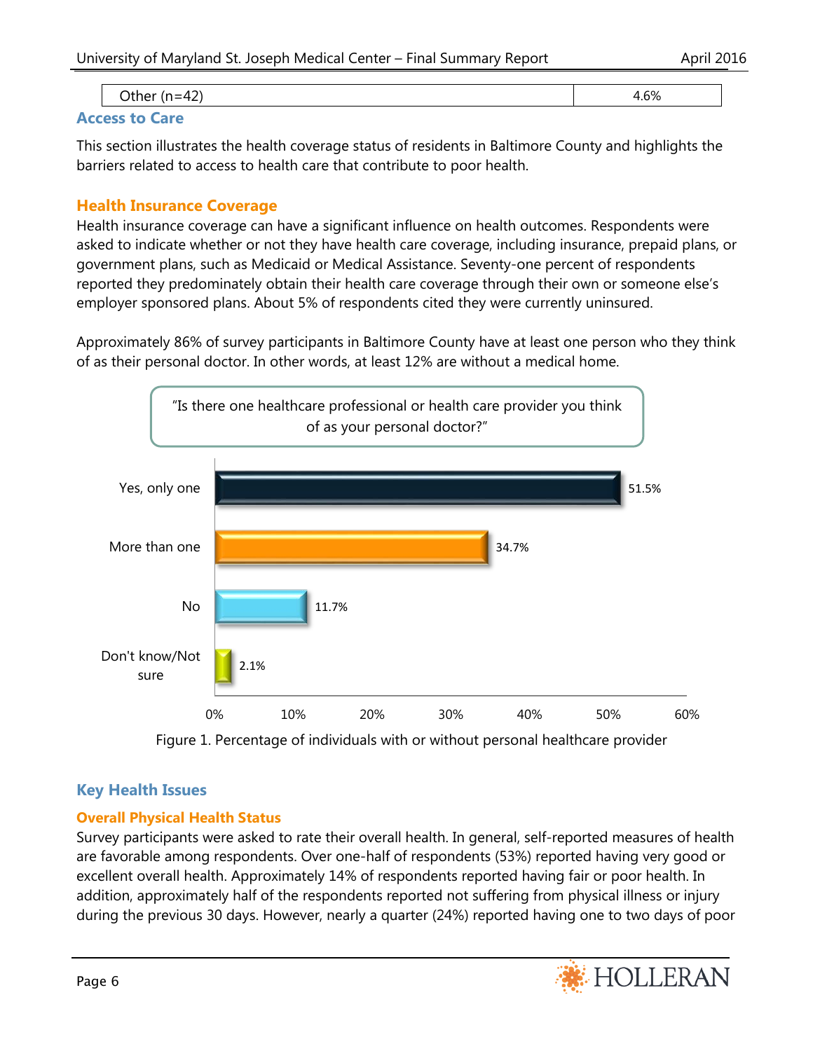| Other (n=42) | 4.6% |
|---|---|

## Access to Care

This section illustrates the health coverage status of residents in Baltimore County and highlights the barriers related to access to health care that contribute to poor health.

### Health Insurance Coverage

Health insurance coverage can have a significant influence on health outcomes. Respondents were asked to indicate whether or not they have health care coverage, including insurance, prepaid plans, or government plans, such as Medicaid or Medical Assistance. Seventy-one percent of respondents reported they predominately obtain their health care coverage through their own or someone else's employer sponsored plans. About 5% of respondents cited they were currently uninsured.

Approximately 86% of survey participants in Baltimore County have at least one person who they think of as their personal doctor. In other words, at least 12% are without a medical home.

"Is there one healthcare professional or health care provider you think of as your personal doctor?"

| Response | Percentage |
|---|---|
| Yes, only one | 51.5% |
| More than one | 34.7% |
| No | 11.7% |
| Don't know/Not sure | 2.1% |

Figure 1. Percentage of individuals with or without personal healthcare provider

## Key Health Issues

### Overall Physical Health Status

Survey participants were asked to rate their overall health. In general, self-reported measures of health are favorable among respondents. Over one-half of respondents (53%) reported having very good or excellent overall health. Approximately 14% of respondents reported having fair or poor health. In addition, approximately half of the respondents reported not suffering from physical illness or injury during the previous 30 days. However, nearly a quarter (24%) reported having one to two days of poor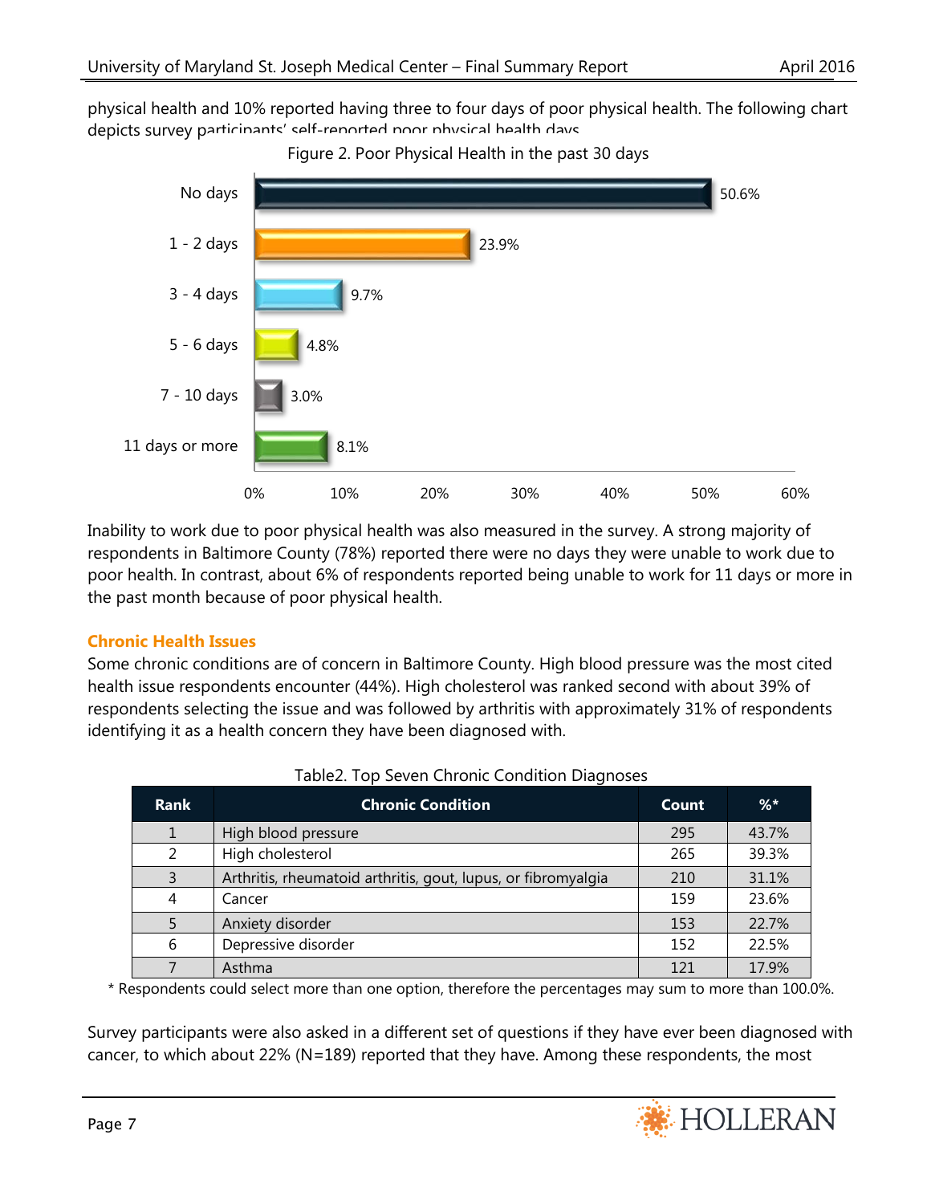physical health and 10% reported having three to four days of poor physical health. The following chart depicts survey participants' self-reported poor physical health days.

Figure 2. Poor Physical Health in the past 30 days

| Days | Percent |
|---|---|
| No days | 50.6% |
| 1 - 2 days | 23.9% |
| 3 - 4 days | 9.7% |
| 5 - 6 days | 4.8% |
| 7 - 10 days | 3.0% |
| 11 days or more | 8.1% |

Inability to work due to poor physical health was also measured in the survey. A strong majority of respondents in Baltimore County (78%) reported there were no days they were unable to work due to poor health. In contrast, about 6% of respondents reported being unable to work for 11 days or more in the past month because of poor physical health.

### Chronic Health Issues

Some chronic conditions are of concern in Baltimore County. High blood pressure was the most cited health issue respondents encounter (44%). High cholesterol was ranked second with about 39% of respondents selecting the issue and was followed by arthritis with approximately 31% of respondents identifying it as a health concern they have been diagnosed with.

Table2. Top Seven Chronic Condition Diagnoses

| Rank | Chronic Condition | Count | %* |
|---|---|---|---|
| 1 | High blood pressure | 295 | 43.7% |
| 2 | High cholesterol | 265 | 39.3% |
| 3 | Arthritis, rheumatoid arthritis, gout, lupus, or fibromyalgia | 210 | 31.1% |
| 4 | Cancer | 159 | 23.6% |
| 5 | Anxiety disorder | 153 | 22.7% |
| 6 | Depressive disorder | 152 | 22.5% |
| 7 | Asthma | 121 | 17.9% |

* Respondents could select more than one option, therefore the percentages may sum to more than 100.0%.

Survey participants were also asked in a different set of questions if they have ever been diagnosed with cancer, to which about 22% (N=189) reported that they have. Among these respondents, the most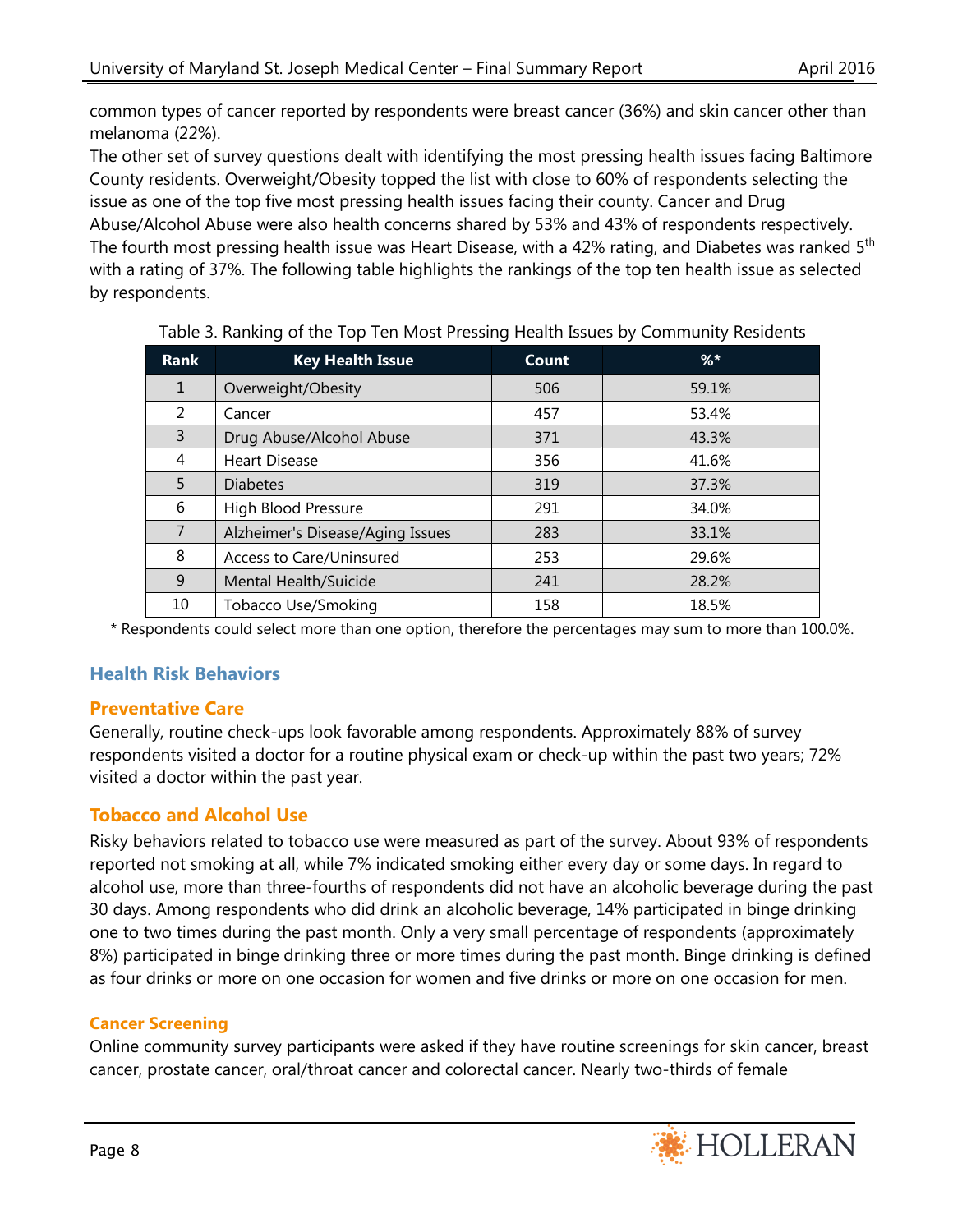common types of cancer reported by respondents were breast cancer (36%) and skin cancer other than melanoma (22%).

The other set of survey questions dealt with identifying the most pressing health issues facing Baltimore County residents. Overweight/Obesity topped the list with close to 60% of respondents selecting the issue as one of the top five most pressing health issues facing their county. Cancer and Drug Abuse/Alcohol Abuse were also health concerns shared by 53% and 43% of respondents respectively. The fourth most pressing health issue was Heart Disease, with a 42% rating, and Diabetes was ranked 5th with a rating of 37%. The following table highlights the rankings of the top ten health issue as selected by respondents.

Table 3. Ranking of the Top Ten Most Pressing Health Issues by Community Residents

| Rank | Key Health Issue | Count | %* |
|---|---|---|---|
| 1 | Overweight/Obesity | 506 | 59.1% |
| 2 | Cancer | 457 | 53.4% |
| 3 | Drug Abuse/Alcohol Abuse | 371 | 43.3% |
| 4 | Heart Disease | 356 | 41.6% |
| 5 | Diabetes | 319 | 37.3% |
| 6 | High Blood Pressure | 291 | 34.0% |
| 7 | Alzheimer's Disease/Aging Issues | 283 | 33.1% |
| 8 | Access to Care/Uninsured | 253 | 29.6% |
| 9 | Mental Health/Suicide | 241 | 28.2% |
| 10 | Tobacco Use/Smoking | 158 | 18.5% |

* Respondents could select more than one option, therefore the percentages may sum to more than 100.0%.

## Health Risk Behaviors

### Preventative Care

Generally, routine check-ups look favorable among respondents. Approximately 88% of survey respondents visited a doctor for a routine physical exam or check-up within the past two years; 72% visited a doctor within the past year.

### Tobacco and Alcohol Use

Risky behaviors related to tobacco use were measured as part of the survey. About 93% of respondents reported not smoking at all, while 7% indicated smoking either every day or some days. In regard to alcohol use, more than three-fourths of respondents did not have an alcoholic beverage during the past 30 days. Among respondents who did drink an alcoholic beverage, 14% participated in binge drinking one to two times during the past month. Only a very small percentage of respondents (approximately 8%) participated in binge drinking three or more times during the past month. Binge drinking is defined as four drinks or more on one occasion for women and five drinks or more on one occasion for men.

#### Cancer Screening

Online community survey participants were asked if they have routine screenings for skin cancer, breast cancer, prostate cancer, oral/throat cancer and colorectal cancer. Nearly two-thirds of female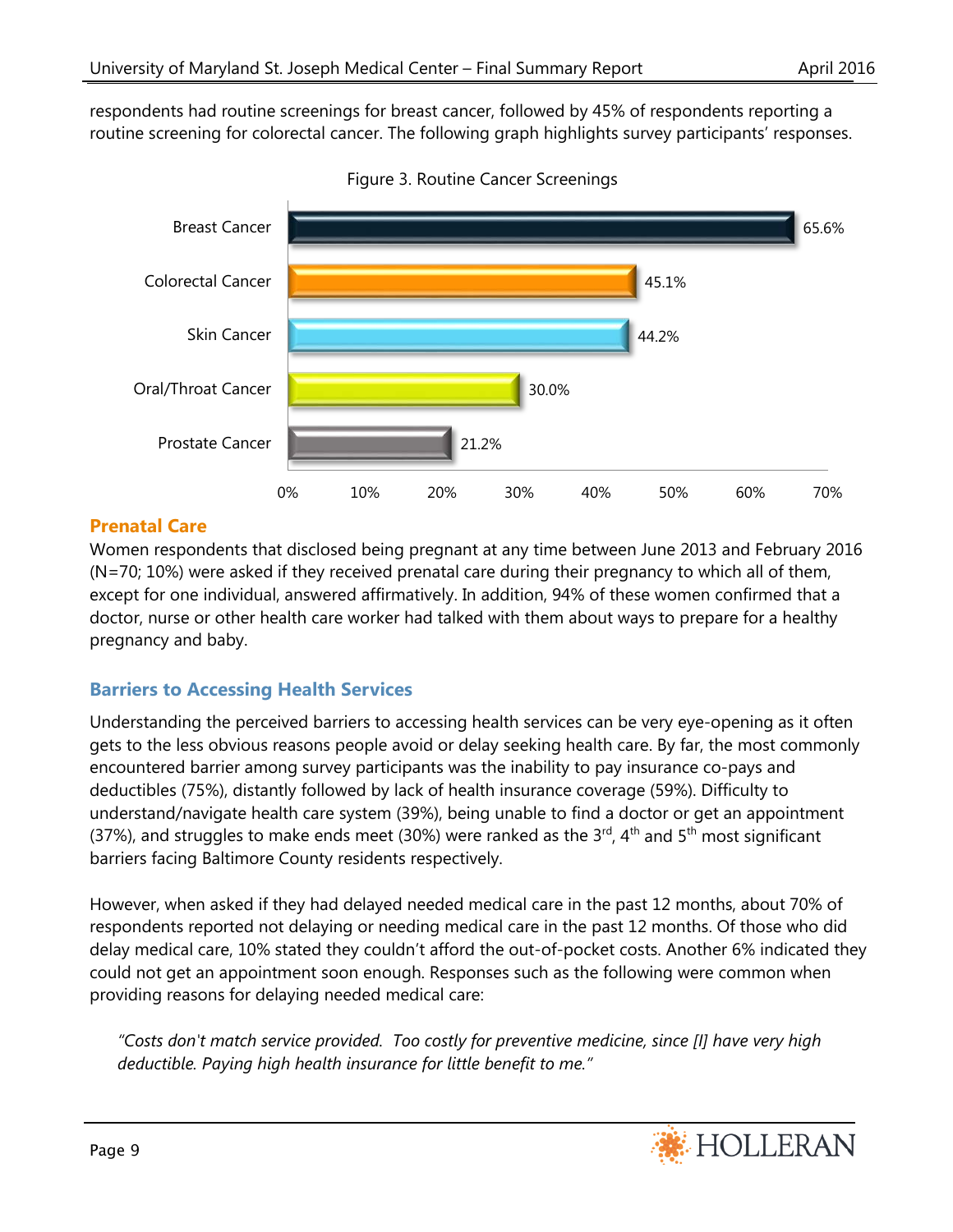respondents had routine screenings for breast cancer, followed by 45% of respondents reporting a routine screening for colorectal cancer. The following graph highlights survey participants' responses.

Figure 3. Routine Cancer Screenings

| Cancer Type | Percent |
|---|---|
| Breast Cancer | 65.6% |
| Colorectal Cancer | 45.1% |
| Skin Cancer | 44.2% |
| Oral/Throat Cancer | 30.0% |
| Prostate Cancer | 21.2% |

## Prenatal Care

Women respondents that disclosed being pregnant at any time between June 2013 and February 2016 (N=70; 10%) were asked if they received prenatal care during their pregnancy to which all of them, except for one individual, answered affirmatively. In addition, 94% of these women confirmed that a doctor, nurse or other health care worker had talked with them about ways to prepare for a healthy pregnancy and baby.

## Barriers to Accessing Health Services

Understanding the perceived barriers to accessing health services can be very eye-opening as it often gets to the less obvious reasons people avoid or delay seeking health care. By far, the most commonly encountered barrier among survey participants was the inability to pay insurance co-pays and deductibles (75%), distantly followed by lack of health insurance coverage (59%). Difficulty to understand/navigate health care system (39%), being unable to find a doctor or get an appointment (37%), and struggles to make ends meet (30%) were ranked as the 3rd, 4th and 5th most significant barriers facing Baltimore County residents respectively.

However, when asked if they had delayed needed medical care in the past 12 months, about 70% of respondents reported not delaying or needing medical care in the past 12 months. Of those who did delay medical care, 10% stated they couldn't afford the out-of-pocket costs. Another 6% indicated they could not get an appointment soon enough. Responses such as the following were common when providing reasons for delaying needed medical care:

*"Costs don't match service provided. Too costly for preventive medicine, since [I] have very high deductible. Paying high health insurance for little benefit to me."*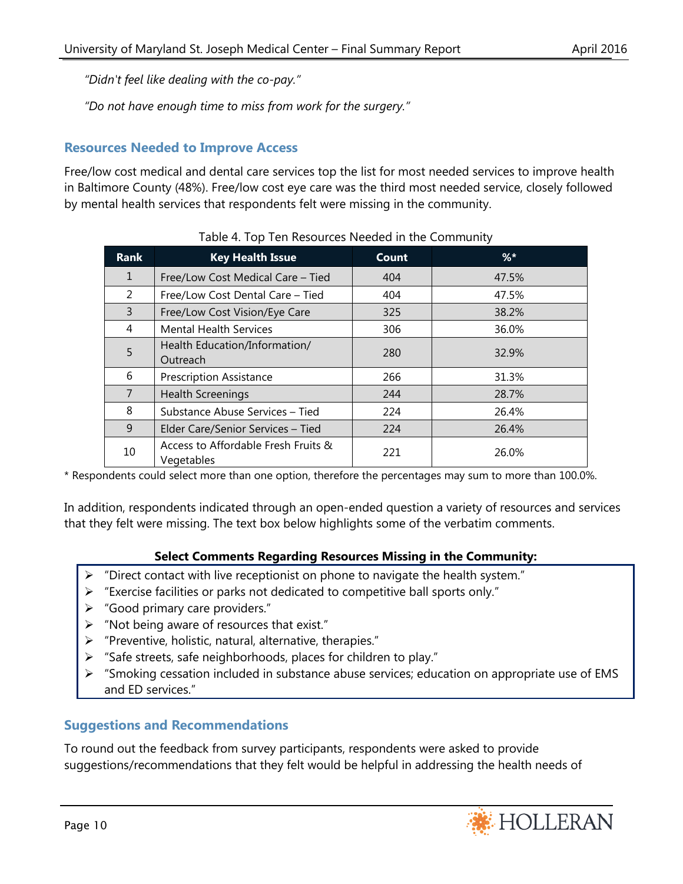*"Didn't feel like dealing with the co-pay."*

*"Do not have enough time to miss from work for the surgery."*

### Resources Needed to Improve Access

Free/low cost medical and dental care services top the list for most needed services to improve health in Baltimore County (48%). Free/low cost eye care was the third most needed service, closely followed by mental health services that respondents felt were missing in the community.

Table 4. Top Ten Resources Needed in the Community

| Rank | Key Health Issue | Count | %* |
|---|---|---|---|
| 1 | Free/Low Cost Medical Care – Tied | 404 | 47.5% |
| 2 | Free/Low Cost Dental Care – Tied | 404 | 47.5% |
| 3 | Free/Low Cost Vision/Eye Care | 325 | 38.2% |
| 4 | Mental Health Services | 306 | 36.0% |
| 5 | Health Education/Information/ Outreach | 280 | 32.9% |
| 6 | Prescription Assistance | 266 | 31.3% |
| 7 | Health Screenings | 244 | 28.7% |
| 8 | Substance Abuse Services – Tied | 224 | 26.4% |
| 9 | Elder Care/Senior Services – Tied | 224 | 26.4% |
| 10 | Access to Affordable Fresh Fruits & Vegetables | 221 | 26.0% |

* Respondents could select more than one option, therefore the percentages may sum to more than 100.0%.

In addition, respondents indicated through an open-ended question a variety of resources and services that they felt were missing. The text box below highlights some of the verbatim comments.

**Select Comments Regarding Resources Missing in the Community:**

- "Direct contact with live receptionist on phone to navigate the health system."
- "Exercise facilities or parks not dedicated to competitive ball sports only."
- "Good primary care providers."
- "Not being aware of resources that exist."
- "Preventive, holistic, natural, alternative, therapies."
- "Safe streets, safe neighborhoods, places for children to play."
- "Smoking cessation included in substance abuse services; education on appropriate use of EMS and ED services."

### Suggestions and Recommendations

To round out the feedback from survey participants, respondents were asked to provide suggestions/recommendations that they felt would be helpful in addressing the health needs of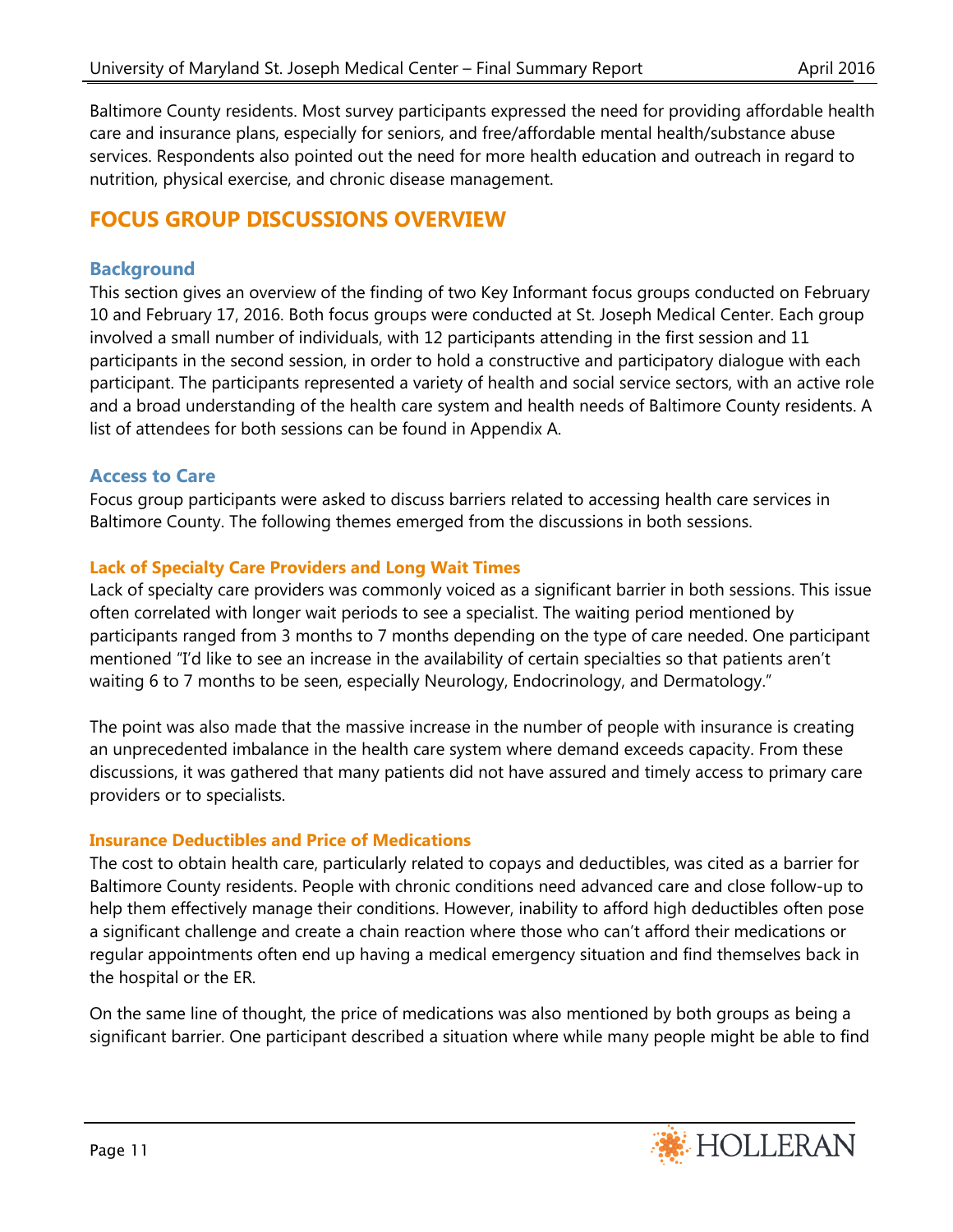Baltimore County residents. Most survey participants expressed the need for providing affordable health care and insurance plans, especially for seniors, and free/affordable mental health/substance abuse services. Respondents also pointed out the need for more health education and outreach in regard to nutrition, physical exercise, and chronic disease management.

## FOCUS GROUP DISCUSSIONS OVERVIEW

### Background

This section gives an overview of the finding of two Key Informant focus groups conducted on February 10 and February 17, 2016. Both focus groups were conducted at St. Joseph Medical Center. Each group involved a small number of individuals, with 12 participants attending in the first session and 11 participants in the second session, in order to hold a constructive and participatory dialogue with each participant. The participants represented a variety of health and social service sectors, with an active role and a broad understanding of the health care system and health needs of Baltimore County residents. A list of attendees for both sessions can be found in Appendix A.

### Access to Care

Focus group participants were asked to discuss barriers related to accessing health care services in Baltimore County. The following themes emerged from the discussions in both sessions.

#### Lack of Specialty Care Providers and Long Wait Times

Lack of specialty care providers was commonly voiced as a significant barrier in both sessions. This issue often correlated with longer wait periods to see a specialist. The waiting period mentioned by participants ranged from 3 months to 7 months depending on the type of care needed. One participant mentioned "I'd like to see an increase in the availability of certain specialties so that patients aren't waiting 6 to 7 months to be seen, especially Neurology, Endocrinology, and Dermatology."

The point was also made that the massive increase in the number of people with insurance is creating an unprecedented imbalance in the health care system where demand exceeds capacity. From these discussions, it was gathered that many patients did not have assured and timely access to primary care providers or to specialists.

#### Insurance Deductibles and Price of Medications

The cost to obtain health care, particularly related to copays and deductibles, was cited as a barrier for Baltimore County residents. People with chronic conditions need advanced care and close follow-up to help them effectively manage their conditions. However, inability to afford high deductibles often pose a significant challenge and create a chain reaction where those who can't afford their medications or regular appointments often end up having a medical emergency situation and find themselves back in the hospital or the ER.

On the same line of thought, the price of medications was also mentioned by both groups as being a significant barrier. One participant described a situation where while many people might be able to find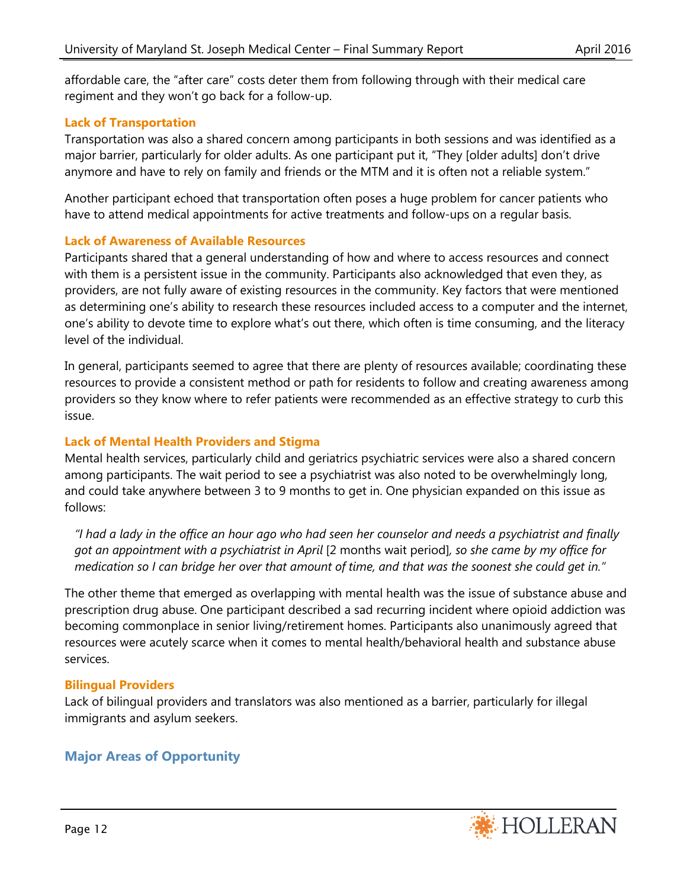affordable care, the "after care" costs deter them from following through with their medical care regiment and they won't go back for a follow-up.

### Lack of Transportation

Transportation was also a shared concern among participants in both sessions and was identified as a major barrier, particularly for older adults. As one participant put it, "They [older adults] don't drive anymore and have to rely on family and friends or the MTM and it is often not a reliable system."

Another participant echoed that transportation often poses a huge problem for cancer patients who have to attend medical appointments for active treatments and follow-ups on a regular basis.

### Lack of Awareness of Available Resources

Participants shared that a general understanding of how and where to access resources and connect with them is a persistent issue in the community. Participants also acknowledged that even they, as providers, are not fully aware of existing resources in the community. Key factors that were mentioned as determining one's ability to research these resources included access to a computer and the internet, one's ability to devote time to explore what's out there, which often is time consuming, and the literacy level of the individual.

In general, participants seemed to agree that there are plenty of resources available; coordinating these resources to provide a consistent method or path for residents to follow and creating awareness among providers so they know where to refer patients were recommended as an effective strategy to curb this issue.

### Lack of Mental Health Providers and Stigma

Mental health services, particularly child and geriatrics psychiatric services were also a shared concern among participants. The wait period to see a psychiatrist was also noted to be overwhelmingly long, and could take anywhere between 3 to 9 months to get in. One physician expanded on this issue as follows:

> *"I had a lady in the office an hour ago who had seen her counselor and needs a psychiatrist and finally got an appointment with a psychiatrist in April* [2 months wait period]*, so she came by my office for medication so I can bridge her over that amount of time, and that was the soonest she could get in."*

The other theme that emerged as overlapping with mental health was the issue of substance abuse and prescription drug abuse. One participant described a sad recurring incident where opioid addiction was becoming commonplace in senior living/retirement homes. Participants also unanimously agreed that resources were acutely scarce when it comes to mental health/behavioral health and substance abuse services.

### Bilingual Providers

Lack of bilingual providers and translators was also mentioned as a barrier, particularly for illegal immigrants and asylum seekers.

## Major Areas of Opportunity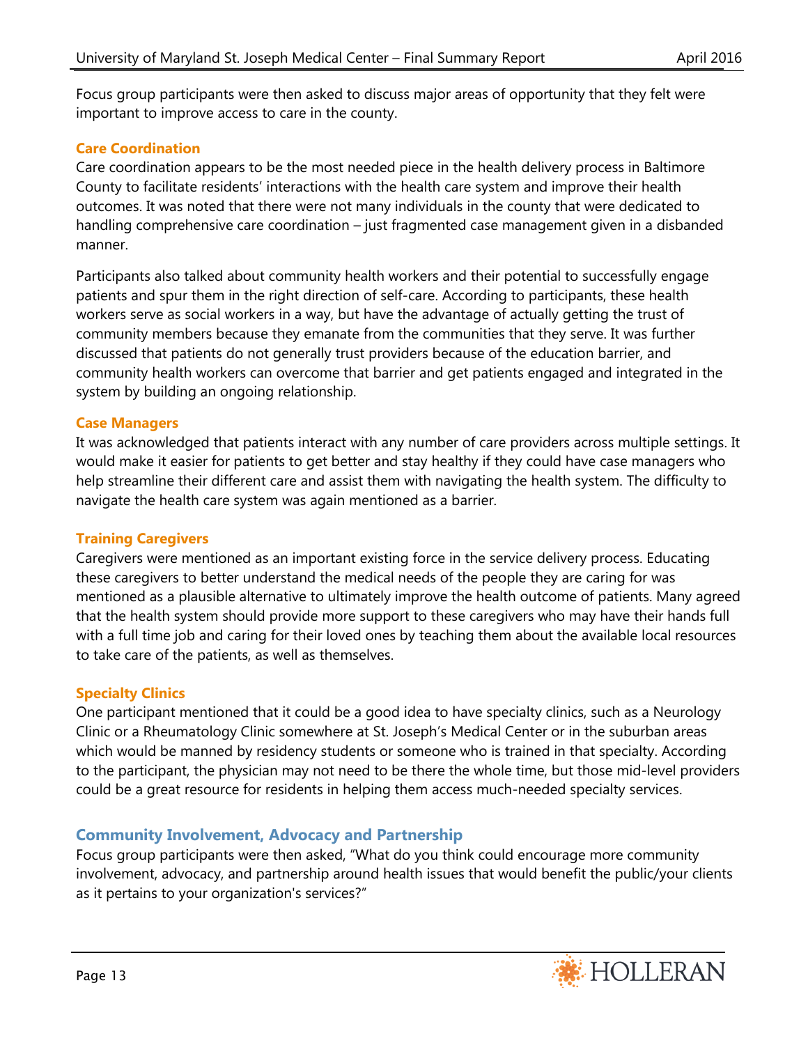Focus group participants were then asked to discuss major areas of opportunity that they felt were important to improve access to care in the county.

#### Care Coordination

Care coordination appears to be the most needed piece in the health delivery process in Baltimore County to facilitate residents' interactions with the health care system and improve their health outcomes. It was noted that there were not many individuals in the county that were dedicated to handling comprehensive care coordination – just fragmented case management given in a disbanded manner.

Participants also talked about community health workers and their potential to successfully engage patients and spur them in the right direction of self-care. According to participants, these health workers serve as social workers in a way, but have the advantage of actually getting the trust of community members because they emanate from the communities that they serve. It was further discussed that patients do not generally trust providers because of the education barrier, and community health workers can overcome that barrier and get patients engaged and integrated in the system by building an ongoing relationship.

#### Case Managers

It was acknowledged that patients interact with any number of care providers across multiple settings. It would make it easier for patients to get better and stay healthy if they could have case managers who help streamline their different care and assist them with navigating the health system. The difficulty to navigate the health care system was again mentioned as a barrier.

#### Training Caregivers

Caregivers were mentioned as an important existing force in the service delivery process. Educating these caregivers to better understand the medical needs of the people they are caring for was mentioned as a plausible alternative to ultimately improve the health outcome of patients. Many agreed that the health system should provide more support to these caregivers who may have their hands full with a full time job and caring for their loved ones by teaching them about the available local resources to take care of the patients, as well as themselves.

#### Specialty Clinics

One participant mentioned that it could be a good idea to have specialty clinics, such as a Neurology Clinic or a Rheumatology Clinic somewhere at St. Joseph's Medical Center or in the suburban areas which would be manned by residency students or someone who is trained in that specialty. According to the participant, the physician may not need to be there the whole time, but those mid-level providers could be a great resource for residents in helping them access much-needed specialty services.

### Community Involvement, Advocacy and Partnership

Focus group participants were then asked, "What do you think could encourage more community involvement, advocacy, and partnership around health issues that would benefit the public/your clients as it pertains to your organization's services?"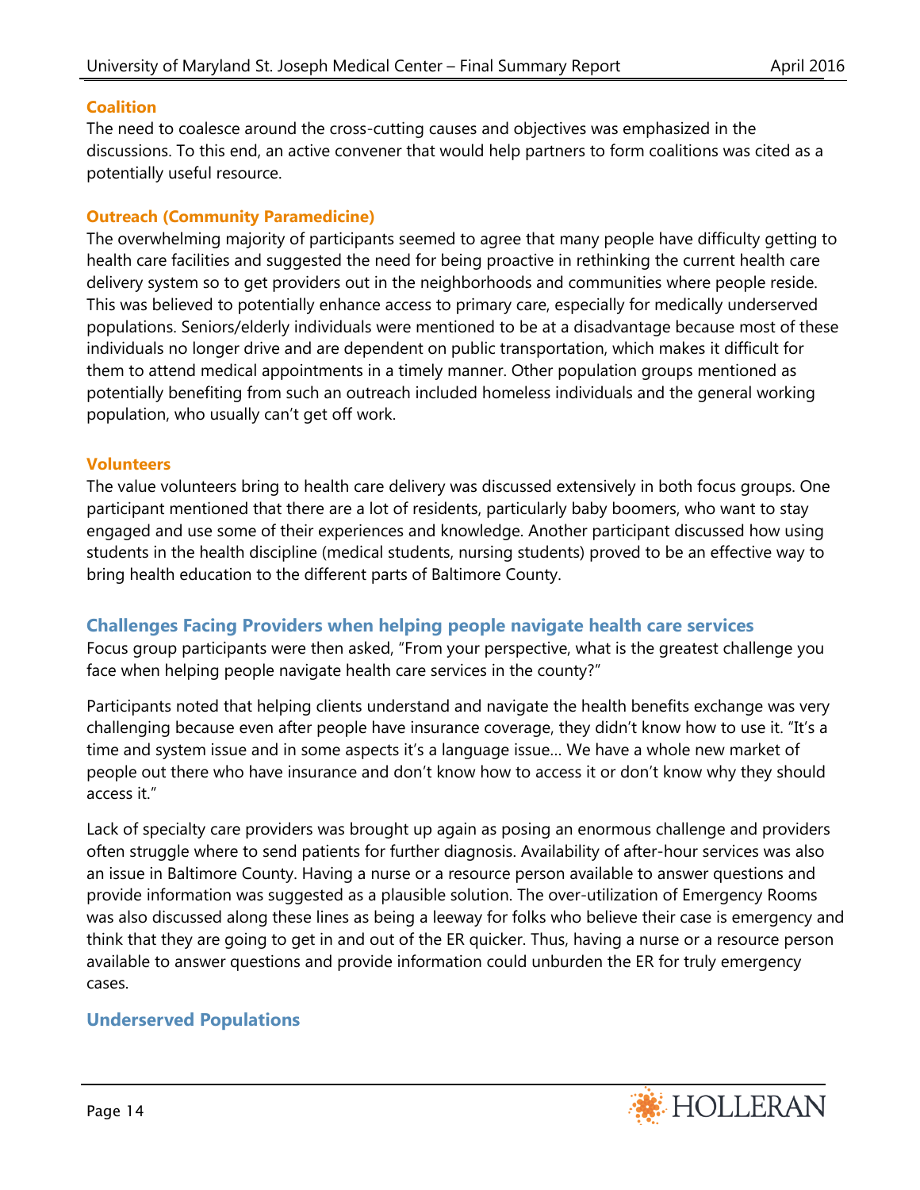### Coalition

The need to coalesce around the cross-cutting causes and objectives was emphasized in the discussions. To this end, an active convener that would help partners to form coalitions was cited as a potentially useful resource.

### Outreach (Community Paramedicine)

The overwhelming majority of participants seemed to agree that many people have difficulty getting to health care facilities and suggested the need for being proactive in rethinking the current health care delivery system so to get providers out in the neighborhoods and communities where people reside. This was believed to potentially enhance access to primary care, especially for medically underserved populations. Seniors/elderly individuals were mentioned to be at a disadvantage because most of these individuals no longer drive and are dependent on public transportation, which makes it difficult for them to attend medical appointments in a timely manner. Other population groups mentioned as potentially benefiting from such an outreach included homeless individuals and the general working population, who usually can't get off work.

### Volunteers

The value volunteers bring to health care delivery was discussed extensively in both focus groups. One participant mentioned that there are a lot of residents, particularly baby boomers, who want to stay engaged and use some of their experiences and knowledge. Another participant discussed how using students in the health discipline (medical students, nursing students) proved to be an effective way to bring health education to the different parts of Baltimore County.

## Challenges Facing Providers when helping people navigate health care services

Focus group participants were then asked, "From your perspective, what is the greatest challenge you face when helping people navigate health care services in the county?"

Participants noted that helping clients understand and navigate the health benefits exchange was very challenging because even after people have insurance coverage, they didn't know how to use it. "It's a time and system issue and in some aspects it's a language issue… We have a whole new market of people out there who have insurance and don't know how to access it or don't know why they should access it."

Lack of specialty care providers was brought up again as posing an enormous challenge and providers often struggle where to send patients for further diagnosis. Availability of after-hour services was also an issue in Baltimore County. Having a nurse or a resource person available to answer questions and provide information was suggested as a plausible solution. The over-utilization of Emergency Rooms was also discussed along these lines as being a leeway for folks who believe their case is emergency and think that they are going to get in and out of the ER quicker. Thus, having a nurse or a resource person available to answer questions and provide information could unburden the ER for truly emergency cases.

## Underserved Populations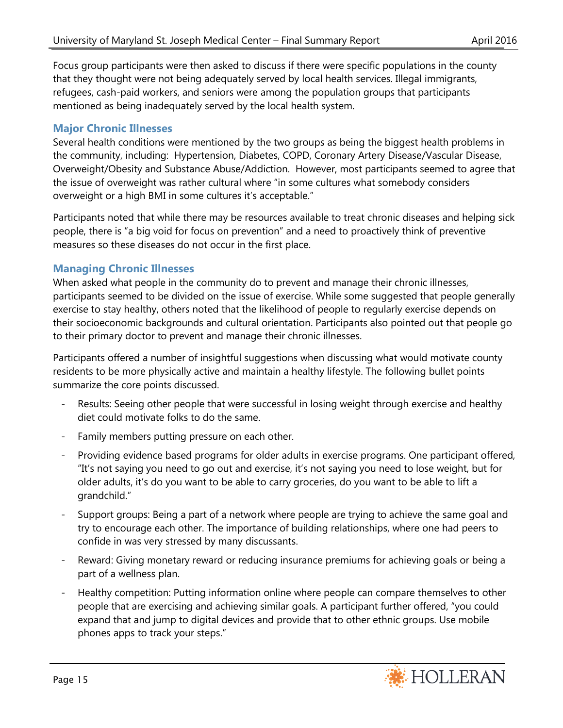Focus group participants were then asked to discuss if there were specific populations in the county that they thought were not being adequately served by local health services. Illegal immigrants, refugees, cash-paid workers, and seniors were among the population groups that participants mentioned as being inadequately served by the local health system.

### Major Chronic Illnesses

Several health conditions were mentioned by the two groups as being the biggest health problems in the community, including: Hypertension, Diabetes, COPD, Coronary Artery Disease/Vascular Disease, Overweight/Obesity and Substance Abuse/Addiction. However, most participants seemed to agree that the issue of overweight was rather cultural where "in some cultures what somebody considers overweight or a high BMI in some cultures it's acceptable."

Participants noted that while there may be resources available to treat chronic diseases and helping sick people, there is "a big void for focus on prevention" and a need to proactively think of preventive measures so these diseases do not occur in the first place.

### Managing Chronic Illnesses

When asked what people in the community do to prevent and manage their chronic illnesses, participants seemed to be divided on the issue of exercise. While some suggested that people generally exercise to stay healthy, others noted that the likelihood of people to regularly exercise depends on their socioeconomic backgrounds and cultural orientation. Participants also pointed out that people go to their primary doctor to prevent and manage their chronic illnesses.

Participants offered a number of insightful suggestions when discussing what would motivate county residents to be more physically active and maintain a healthy lifestyle. The following bullet points summarize the core points discussed.

- Results: Seeing other people that were successful in losing weight through exercise and healthy diet could motivate folks to do the same.
- Family members putting pressure on each other.
- Providing evidence based programs for older adults in exercise programs. One participant offered, "It's not saying you need to go out and exercise, it's not saying you need to lose weight, but for older adults, it's do you want to be able to carry groceries, do you want to be able to lift a grandchild."
- Support groups: Being a part of a network where people are trying to achieve the same goal and try to encourage each other. The importance of building relationships, where one had peers to confide in was very stressed by many discussants.
- Reward: Giving monetary reward or reducing insurance premiums for achieving goals or being a part of a wellness plan.
- Healthy competition: Putting information online where people can compare themselves to other people that are exercising and achieving similar goals. A participant further offered, "you could expand that and jump to digital devices and provide that to other ethnic groups. Use mobile phones apps to track your steps."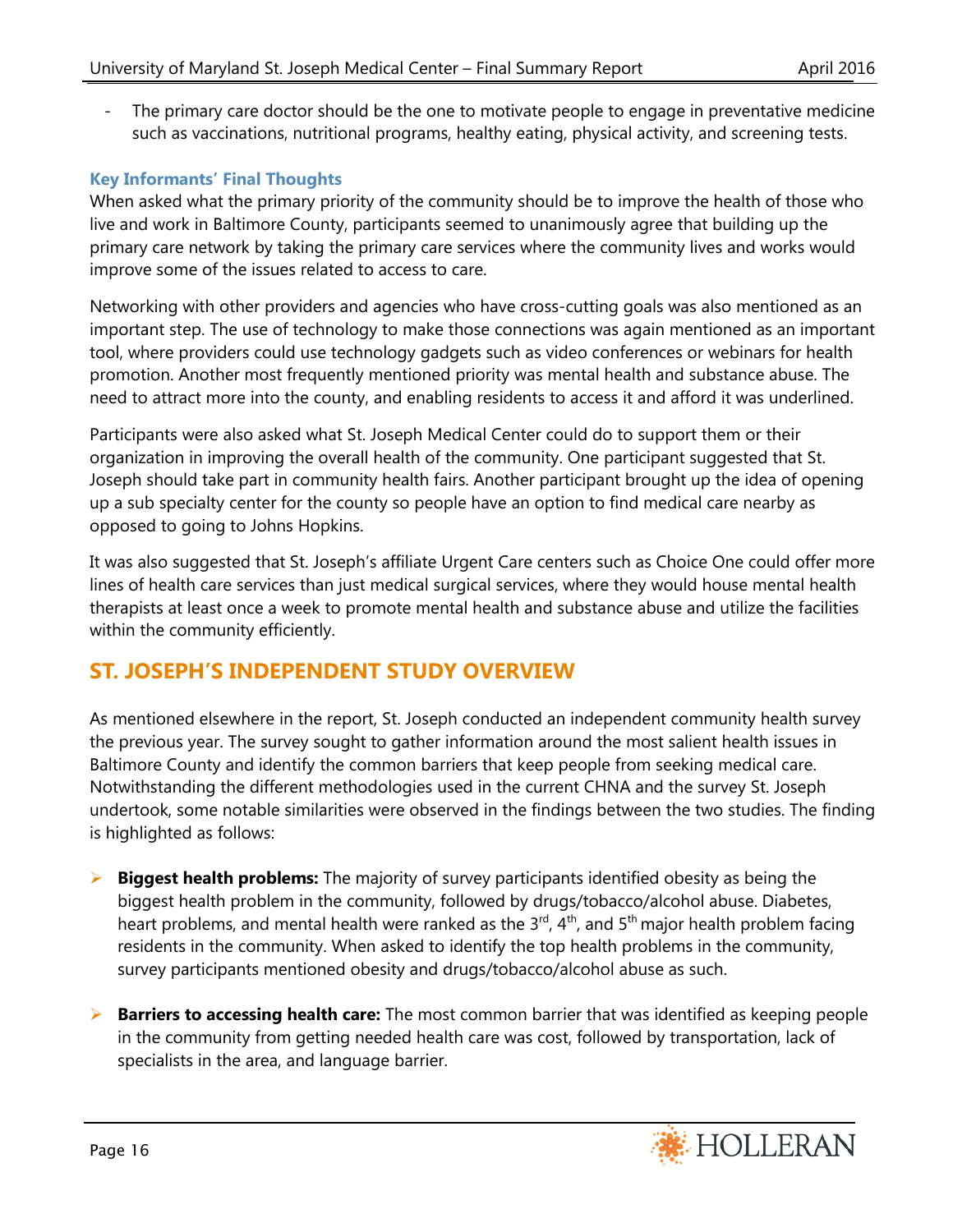- The primary care doctor should be the one to motivate people to engage in preventative medicine such as vaccinations, nutritional programs, healthy eating, physical activity, and screening tests.

### Key Informants' Final Thoughts

When asked what the primary priority of the community should be to improve the health of those who live and work in Baltimore County, participants seemed to unanimously agree that building up the primary care network by taking the primary care services where the community lives and works would improve some of the issues related to access to care.

Networking with other providers and agencies who have cross-cutting goals was also mentioned as an important step. The use of technology to make those connections was again mentioned as an important tool, where providers could use technology gadgets such as video conferences or webinars for health promotion. Another most frequently mentioned priority was mental health and substance abuse. The need to attract more into the county, and enabling residents to access it and afford it was underlined.

Participants were also asked what St. Joseph Medical Center could do to support them or their organization in improving the overall health of the community. One participant suggested that St. Joseph should take part in community health fairs. Another participant brought up the idea of opening up a sub specialty center for the county so people have an option to find medical care nearby as opposed to going to Johns Hopkins.

It was also suggested that St. Joseph's affiliate Urgent Care centers such as Choice One could offer more lines of health care services than just medical surgical services, where they would house mental health therapists at least once a week to promote mental health and substance abuse and utilize the facilities within the community efficiently.

## ST. JOSEPH'S INDEPENDENT STUDY OVERVIEW

As mentioned elsewhere in the report, St. Joseph conducted an independent community health survey the previous year. The survey sought to gather information around the most salient health issues in Baltimore County and identify the common barriers that keep people from seeking medical care. Notwithstanding the different methodologies used in the current CHNA and the survey St. Joseph undertook, some notable similarities were observed in the findings between the two studies. The finding is highlighted as follows:

- **Biggest health problems:** The majority of survey participants identified obesity as being the biggest health problem in the community, followed by drugs/tobacco/alcohol abuse. Diabetes, heart problems, and mental health were ranked as the 3rd, 4th, and 5th major health problem facing residents in the community. When asked to identify the top health problems in the community, survey participants mentioned obesity and drugs/tobacco/alcohol abuse as such.

- **Barriers to accessing health care:** The most common barrier that was identified as keeping people in the community from getting needed health care was cost, followed by transportation, lack of specialists in the area, and language barrier.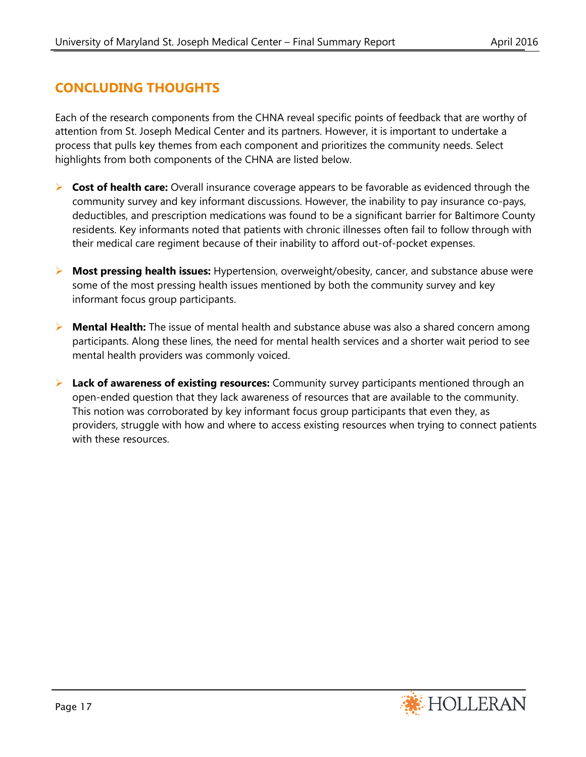## CONCLUDING THOUGHTS

Each of the research components from the CHNA reveal specific points of feedback that are worthy of attention from St. Joseph Medical Center and its partners. However, it is important to undertake a process that pulls key themes from each component and prioritizes the community needs. Select highlights from both components of the CHNA are listed below.

- **Cost of health care:** Overall insurance coverage appears to be favorable as evidenced through the community survey and key informant discussions. However, the inability to pay insurance co-pays, deductibles, and prescription medications was found to be a significant barrier for Baltimore County residents. Key informants noted that patients with chronic illnesses often fail to follow through with their medical care regiment because of their inability to afford out-of-pocket expenses.

- **Most pressing health issues:** Hypertension, overweight/obesity, cancer, and substance abuse were some of the most pressing health issues mentioned by both the community survey and key informant focus group participants.

- **Mental Health:** The issue of mental health and substance abuse was also a shared concern among participants. Along these lines, the need for mental health services and a shorter wait period to see mental health providers was commonly voiced.

- **Lack of awareness of existing resources:** Community survey participants mentioned through an open-ended question that they lack awareness of resources that are available to the community. This notion was corroborated by key informant focus group participants that even they, as providers, struggle with how and where to access existing resources when trying to connect patients with these resources.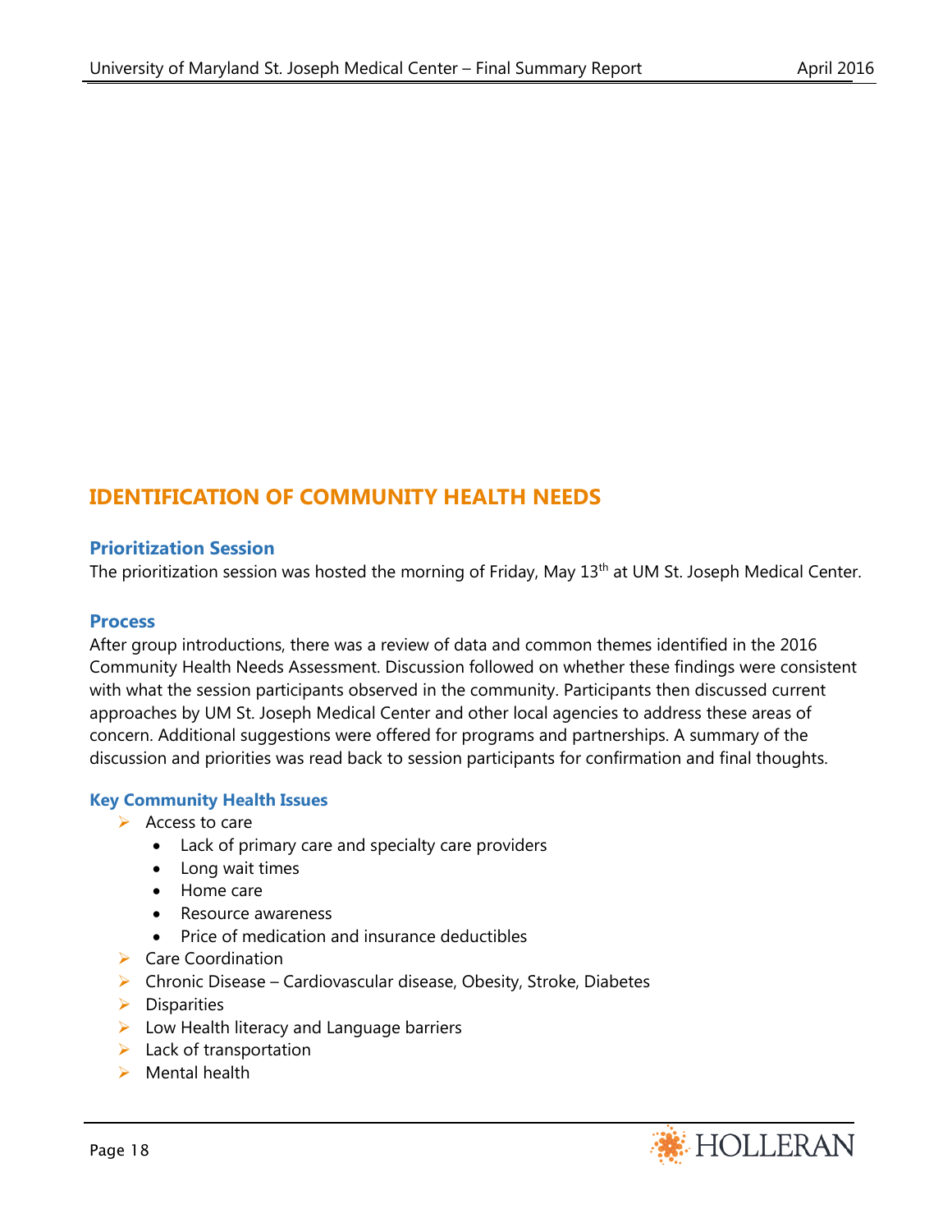## IDENTIFICATION OF COMMUNITY HEALTH NEEDS

### Prioritization Session

The prioritization session was hosted the morning of Friday, May 13th at UM St. Joseph Medical Center.

### Process

After group introductions, there was a review of data and common themes identified in the 2016 Community Health Needs Assessment. Discussion followed on whether these findings were consistent with what the session participants observed in the community. Participants then discussed current approaches by UM St. Joseph Medical Center and other local agencies to address these areas of concern. Additional suggestions were offered for programs and partnerships. A summary of the discussion and priorities was read back to session participants for confirmation and final thoughts.

#### Key Community Health Issues

- Access to care
  - Lack of primary care and specialty care providers
  - Long wait times
  - Home care
  - Resource awareness
  - Price of medication and insurance deductibles
- Care Coordination
- Chronic Disease – Cardiovascular disease, Obesity, Stroke, Diabetes
- Disparities
- Low Health literacy and Language barriers
- Lack of transportation
- Mental health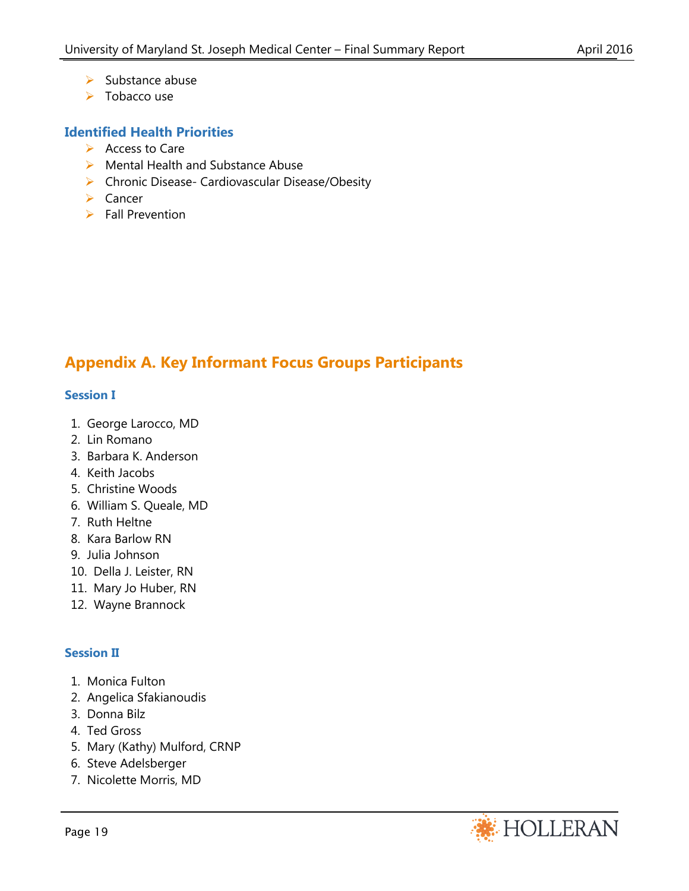- Substance abuse
- Tobacco use

### Identified Health Priorities

- Access to Care
- Mental Health and Substance Abuse
- Chronic Disease- Cardiovascular Disease/Obesity
- Cancer
- Fall Prevention

## Appendix A. Key Informant Focus Groups Participants

### Session I

1. George Larocco, MD
2. Lin Romano
3. Barbara K. Anderson
4. Keith Jacobs
5. Christine Woods
6. William S. Queale, MD
7. Ruth Heltne
8. Kara Barlow RN
9. Julia Johnson
10. Della J. Leister, RN
11. Mary Jo Huber, RN
12. Wayne Brannock

### Session II

1. Monica Fulton
2. Angelica Sfakianoudis
3. Donna Bilz
4. Ted Gross
5. Mary (Kathy) Mulford, CRNP
6. Steve Adelsberger
7. Nicolette Morris, MD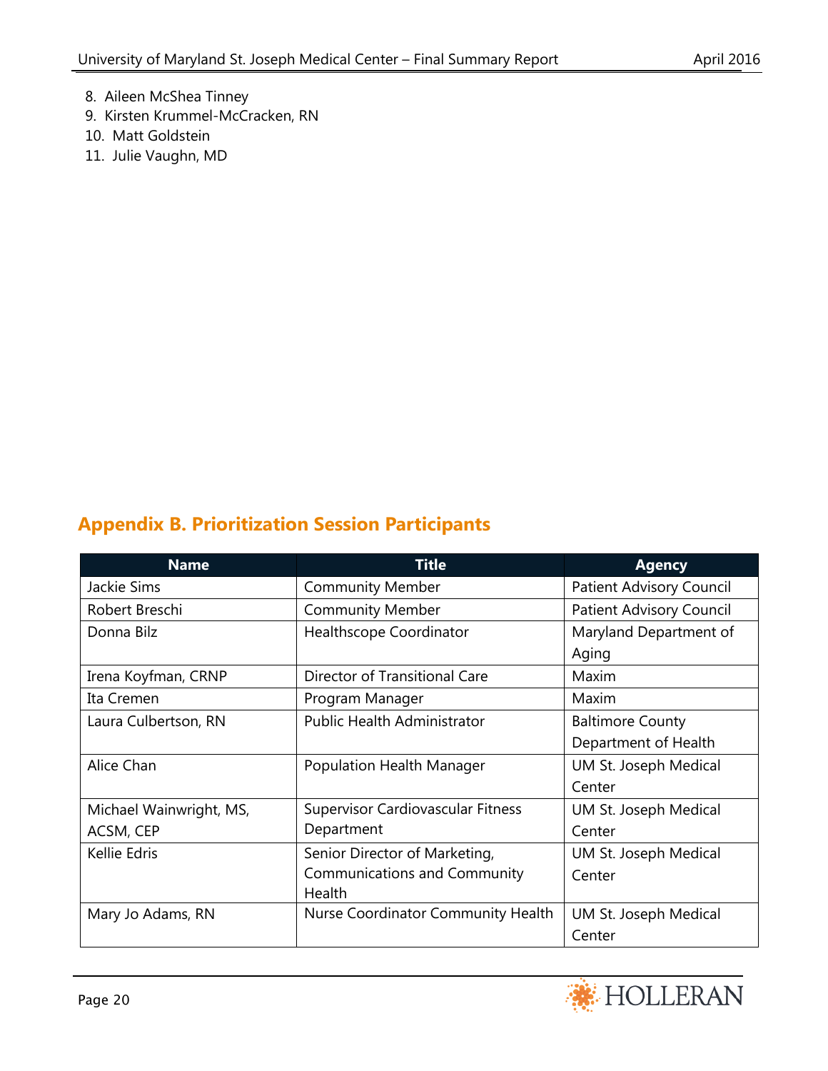8. Aileen McShea Tinney
9. Kirsten Krummel-McCracken, RN
10. Matt Goldstein
11. Julie Vaughn, MD

## Appendix B. Prioritization Session Participants

| Name | Title | Agency |
|---|---|---|
| Jackie Sims | Community Member | Patient Advisory Council |
| Robert Breschi | Community Member | Patient Advisory Council |
| Donna Bilz | Healthscope Coordinator | Maryland Department of Aging |
| Irena Koyfman, CRNP | Director of Transitional Care | Maxim |
| Ita Cremen | Program Manager | Maxim |
| Laura Culbertson, RN | Public Health Administrator | Baltimore County Department of Health |
| Alice Chan | Population Health Manager | UM St. Joseph Medical Center |
| Michael Wainwright, MS, ACSM, CEP | Supervisor Cardiovascular Fitness Department | UM St. Joseph Medical Center |
| Kellie Edris | Senior Director of Marketing, Communications and Community Health | UM St. Joseph Medical Center |
| Mary Jo Adams, RN | Nurse Coordinator Community Health | UM St. Joseph Medical Center |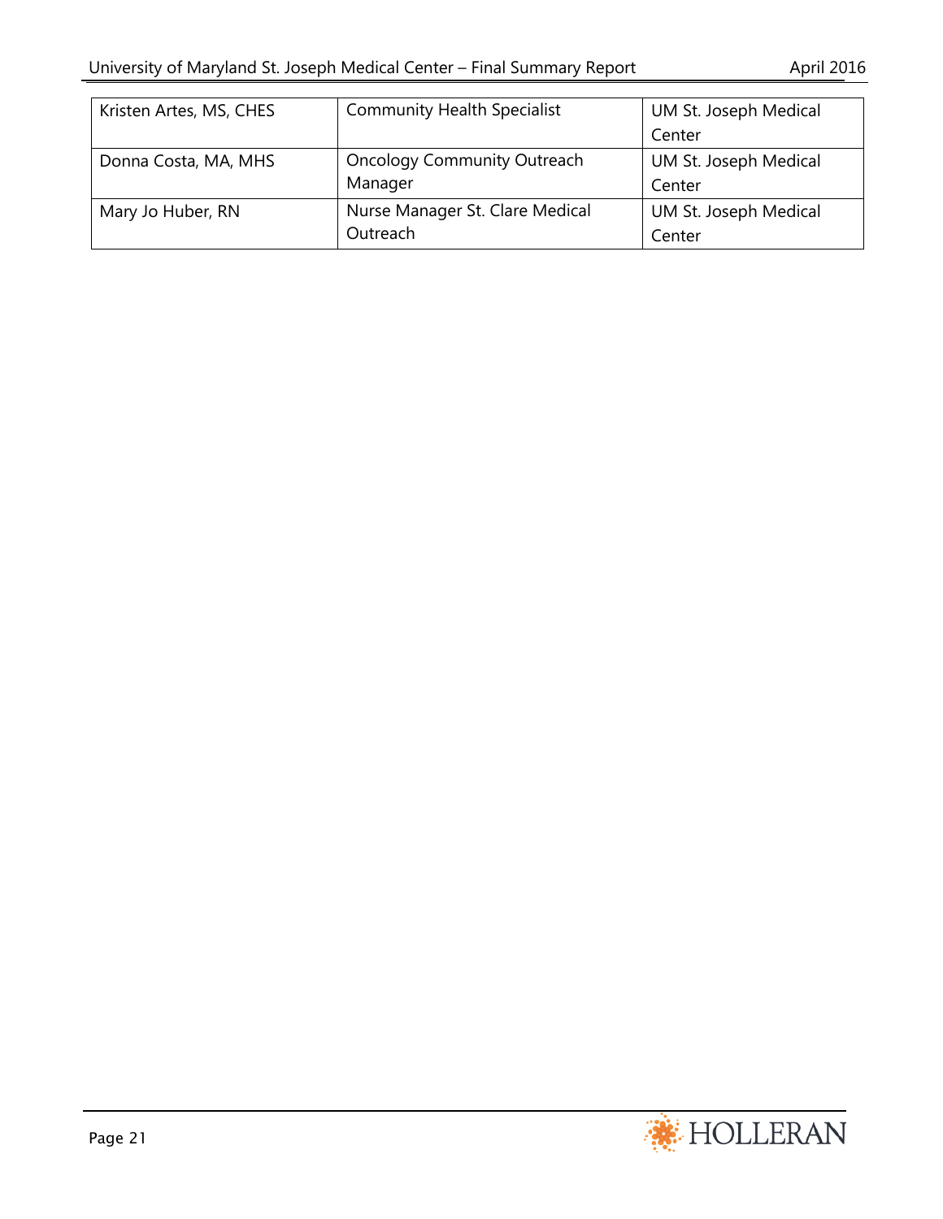| Kristen Artes, MS, CHES | Community Health Specialist | UM St. Joseph Medical Center |
| --- | --- | --- |
| Donna Costa, MA, MHS | Oncology Community Outreach Manager | UM St. Joseph Medical Center |
| Mary Jo Huber, RN | Nurse Manager St. Clare Medical Outreach | UM St. Joseph Medical Center |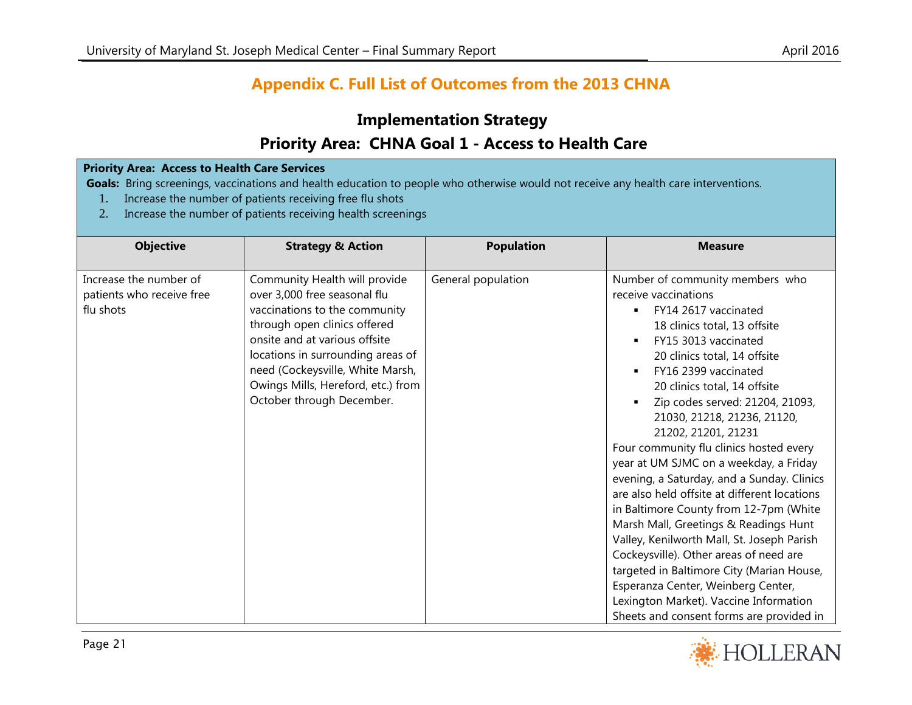# Appendix C. Full List of Outcomes from the 2013 CHNA

## Implementation Strategy

## Priority Area: CHNA Goal 1 - Access to Health Care

**Priority Area: Access to Health Care Services**

**Goals:** Bring screenings, vaccinations and health education to people who otherwise would not receive any health care interventions.

1. Increase the number of patients receiving free flu shots
2. Increase the number of patients receiving health screenings

| Objective | Strategy & Action | Population | Measure |
|---|---|---|---|
| Increase the number of patients who receive free flu shots | Community Health will provide over 3,000 free seasonal flu vaccinations to the community through open clinics offered onsite and at various offsite locations in surrounding areas of need (Cockeysville, White Marsh, Owings Mills, Hereford, etc.) from October through December. | General population | Number of community members who receive vaccinations<br>▪ FY14 2617 vaccinated<br>18 clinics total, 13 offsite<br>▪ FY15 3013 vaccinated<br>20 clinics total, 14 offsite<br>▪ FY16 2399 vaccinated<br>20 clinics total, 14 offsite<br>▪ Zip codes served: 21204, 21093, 21030, 21218, 21236, 21120, 21202, 21201, 21231<br>Four community flu clinics hosted every year at UM SJMC on a weekday, a Friday evening, a Saturday, and a Sunday. Clinics are also held offsite at different locations in Baltimore County from 12-7pm (White Marsh Mall, Greetings & Readings Hunt Valley, Kenilworth Mall, St. Joseph Parish Cockeysville). Other areas of need are targeted in Baltimore City (Marian House, Esperanza Center, Weinberg Center, Lexington Market). Vaccine Information Sheets and consent forms are provided in |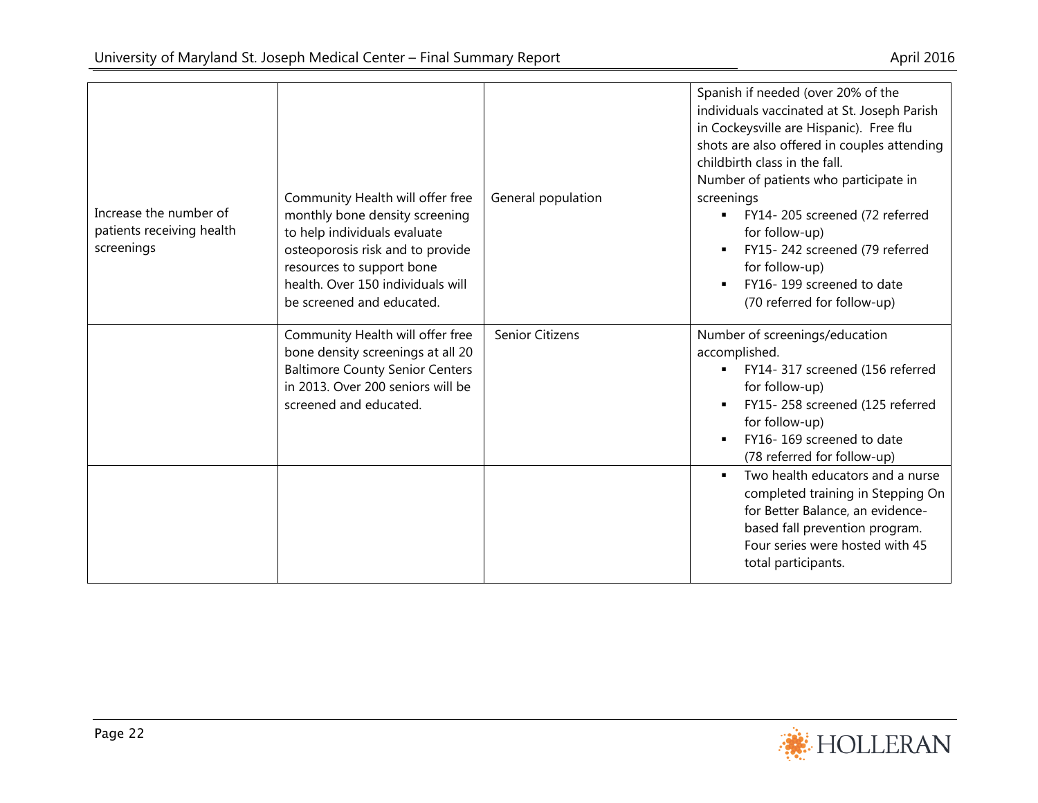| | | | |
|---|---|---|---|
| | | | Spanish if needed (over 20% of the individuals vaccinated at St. Joseph Parish in Cockeysville are Hispanic). Free flu shots are also offered in couples attending childbirth class in the fall. |
| Increase the number of patients receiving health screenings | Community Health will offer free monthly bone density screening to help individuals evaluate osteoporosis risk and to provide resources to support bone health. Over 150 individuals will be screened and educated. | General population | Number of patients who participate in screenings<br>▪ FY14- 205 screened (72 referred for follow-up)<br>▪ FY15- 242 screened (79 referred for follow-up)<br>▪ FY16- 199 screened to date (70 referred for follow-up) |
| | Community Health will offer free bone density screenings at all 20 Baltimore County Senior Centers in 2013. Over 200 seniors will be screened and educated. | Senior Citizens | Number of screenings/education accomplished.<br>▪ FY14- 317 screened (156 referred for follow-up)<br>▪ FY15- 258 screened (125 referred for follow-up)<br>▪ FY16- 169 screened to date (78 referred for follow-up) |
| | | | ▪ Two health educators and a nurse completed training in Stepping On for Better Balance, an evidence-based fall prevention program. Four series were hosted with 45 total participants. |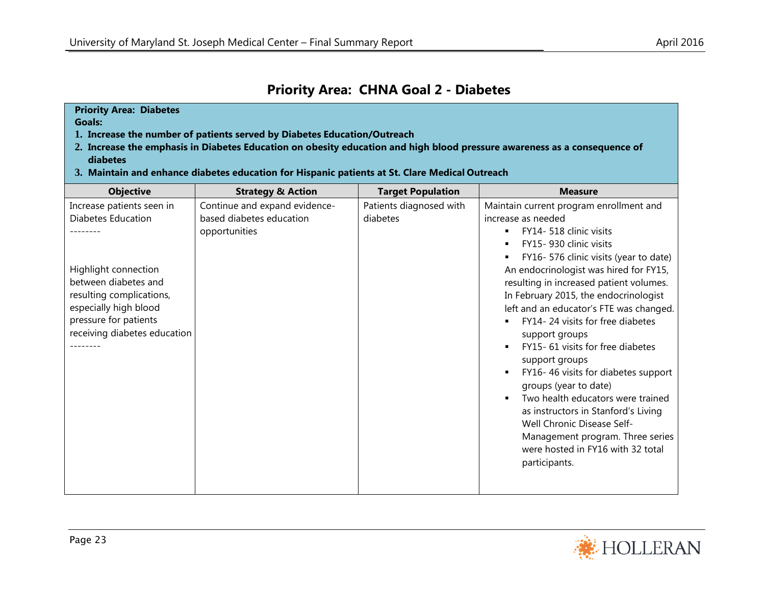## Priority Area: CHNA Goal 2 - Diabetes

**Priority Area: Diabetes**
**Goals:**

1. **Increase the number of patients served by Diabetes Education/Outreach**
2. **Increase the emphasis in Diabetes Education on obesity education and high blood pressure awareness as a consequence of diabetes**
3. **Maintain and enhance diabetes education for Hispanic patients at St. Clare Medical Outreach**

| Objective | Strategy & Action | Target Population | Measure |
|---|---|---|---|
| Increase patients seen in Diabetes Education<br>--------<br><br>Highlight connection between diabetes and resulting complications, especially high blood pressure for patients receiving diabetes education<br>-------- | Continue and expand evidence-based diabetes education opportunities | Patients diagnosed with diabetes | Maintain current program enrollment and increase as needed<br>▪ FY14- 518 clinic visits<br>▪ FY15- 930 clinic visits<br>▪ FY16- 576 clinic visits (year to date)<br>An endocrinologist was hired for FY15, resulting in increased patient volumes. In February 2015, the endocrinologist left and an educator's FTE was changed.<br>▪ FY14- 24 visits for free diabetes support groups<br>▪ FY15- 61 visits for free diabetes support groups<br>▪ FY16- 46 visits for diabetes support groups (year to date)<br>▪ Two health educators were trained as instructors in Stanford's Living Well Chronic Disease Self-Management program. Three series were hosted in FY16 with 32 total participants. |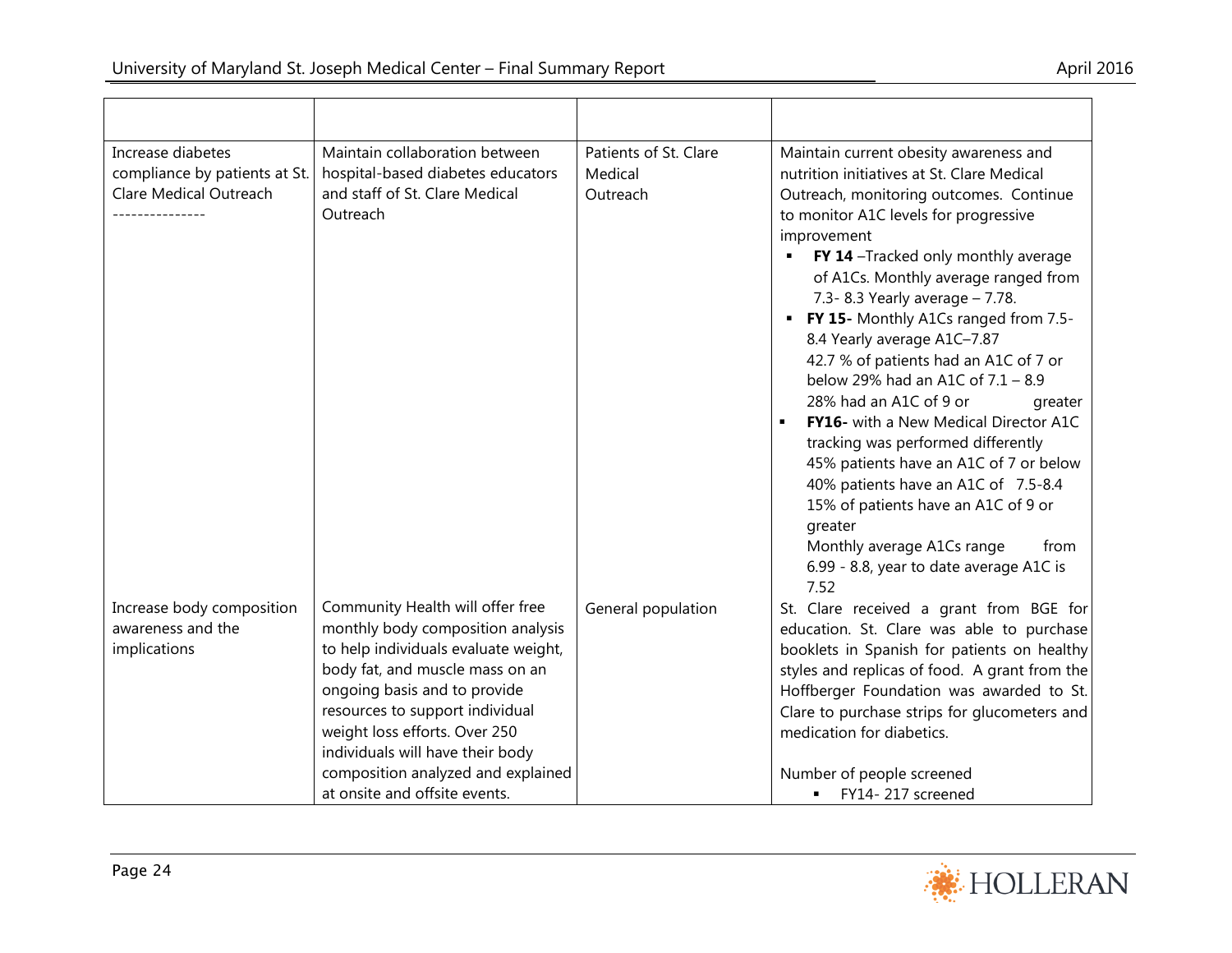| | | | |
|---|---|---|---|
| Increase diabetes compliance by patients at St. Clare Medical Outreach<br>--------------- | Maintain collaboration between hospital-based diabetes educators and staff of St. Clare Medical Outreach | Patients of St. Clare Medical Outreach | Maintain current obesity awareness and nutrition initiatives at St. Clare Medical Outreach, monitoring outcomes. Continue to monitor A1C levels for progressive improvement<br>▪ **FY 14** –Tracked only monthly average of A1Cs. Monthly average ranged from 7.3- 8.3 Yearly average – 7.78.<br>▪ **FY 15-** Monthly A1Cs ranged from 7.5-8.4 Yearly average A1C–7.87<br>42.7 % of patients had an A1C of 7 or below 29% had an A1C of 7.1 – 8.9<br>28% had an A1C of 9 or greater<br>▪ **FY16-** with a New Medical Director A1C tracking was performed differently<br>45% patients have an A1C of 7 or below<br>40% patients have an A1C of 7.5-8.4<br>15% of patients have an A1C of 9 or greater<br>Monthly average A1Cs range from 6.99 - 8.8, year to date average A1C is 7.52 |
| Increase body composition awareness and the implications | Community Health will offer free monthly body composition analysis to help individuals evaluate weight, body fat, and muscle mass on an ongoing basis and to provide resources to support individual weight loss efforts. Over 250 individuals will have their body composition analyzed and explained at onsite and offsite events. | General population | St. Clare received a grant from BGE for education. St. Clare was able to purchase booklets in Spanish for patients on healthy styles and replicas of food. A grant from the Hoffberger Foundation was awarded to St. Clare to purchase strips for glucometers and medication for diabetics.<br><br>Number of people screened<br>▪ FY14- 217 screened |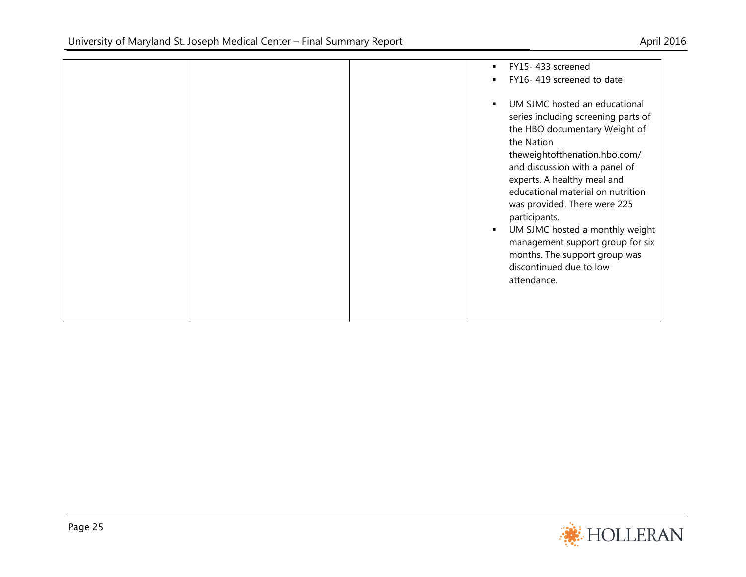| | | | |
|---|---|---|---|
| | | | ▪ FY15- 433 screened<br>▪ FY16- 419 screened to date<br><br>▪ UM SJMC hosted an educational series including screening parts of the HBO documentary Weight of the Nation theweightofthenation.hbo.com/ and discussion with a panel of experts. A healthy meal and educational material on nutrition was provided. There were 225 participants.<br>▪ UM SJMC hosted a monthly weight management support group for six months. The support group was discontinued due to low attendance. |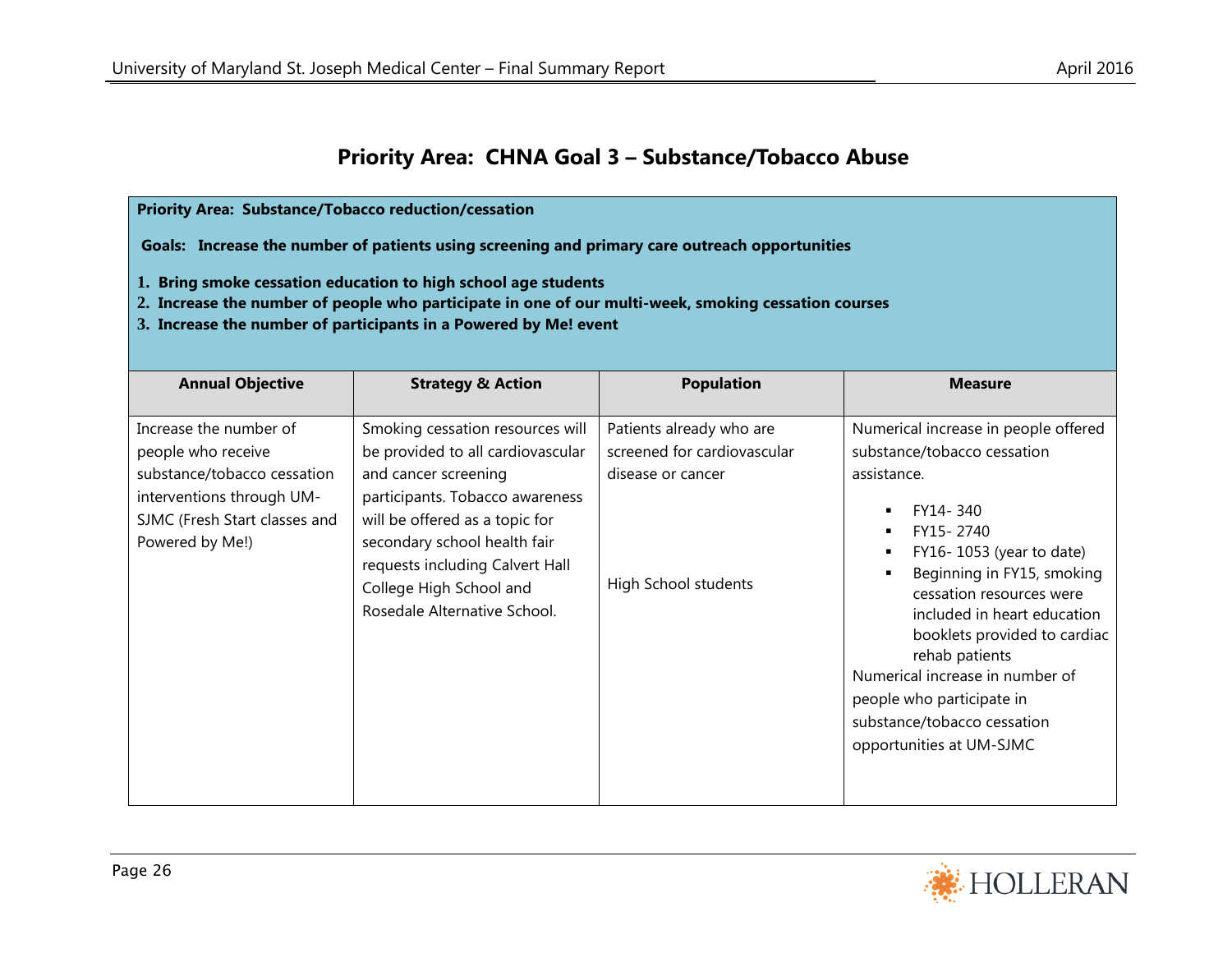# Priority Area: CHNA Goal 3 – Substance/Tobacco Abuse

**Priority Area: Substance/Tobacco reduction/cessation**

**Goals: Increase the number of patients using screening and primary care outreach opportunities**

1. **Bring smoke cessation education to high school age students**
2. **Increase the number of people who participate in one of our multi-week, smoking cessation courses**
3. **Increase the number of participants in a Powered by Me! event**

| Annual Objective | Strategy & Action | Population | Measure |
|---|---|---|---|
| Increase the number of people who receive substance/tobacco cessation interventions through UM-SJMC (Fresh Start classes and Powered by Me!) | Smoking cessation resources will be provided to all cardiovascular and cancer screening participants. Tobacco awareness will be offered as a topic for secondary school health fair requests including Calvert Hall College High School and Rosedale Alternative School. | Patients already who are screened for cardiovascular disease or cancer<br><br>High School students | Numerical increase in people offered substance/tobacco cessation assistance.<br>▪ FY14- 340<br>▪ FY15- 2740<br>▪ FY16- 1053 (year to date)<br>▪ Beginning in FY15, smoking cessation resources were included in heart education booklets provided to cardiac rehab patients<br>Numerical increase in number of people who participate in substance/tobacco cessation opportunities at UM-SJMC |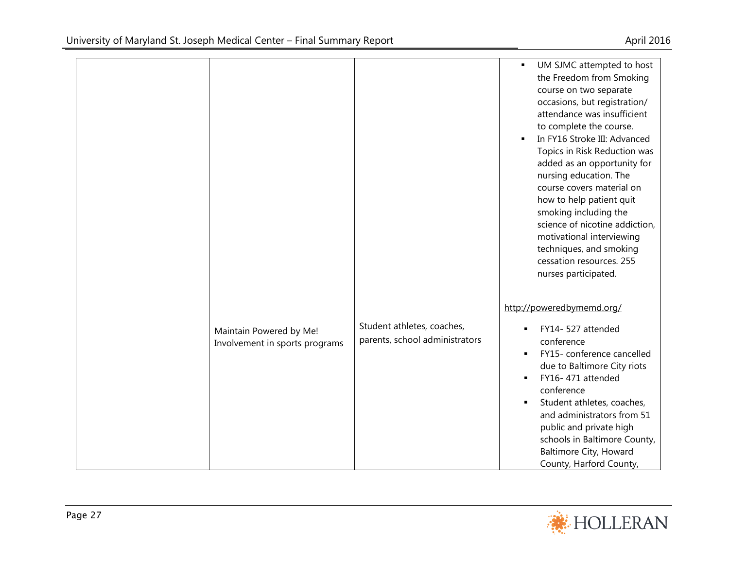| | | | |
|---|---|---|---|
| | | | ▪ UM SJMC attempted to host the Freedom from Smoking course on two separate occasions, but registration/ attendance was insufficient to complete the course.<br>▪ In FY16 Stroke III: Advanced Topics in Risk Reduction was added as an opportunity for nursing education. The course covers material on how to help patient quit smoking including the science of nicotine addiction, motivational interviewing techniques, and smoking cessation resources. 255 nurses participated. |
| | Maintain Powered by Me! Involvement in sports programs | Student athletes, coaches, parents, school administrators | http://poweredbymemd.org/<br>▪ FY14- 527 attended conference<br>▪ FY15- conference cancelled due to Baltimore City riots<br>▪ FY16- 471 attended conference<br>▪ Student athletes, coaches, and administrators from 51 public and private high schools in Baltimore County, Baltimore City, Howard County, Harford County, |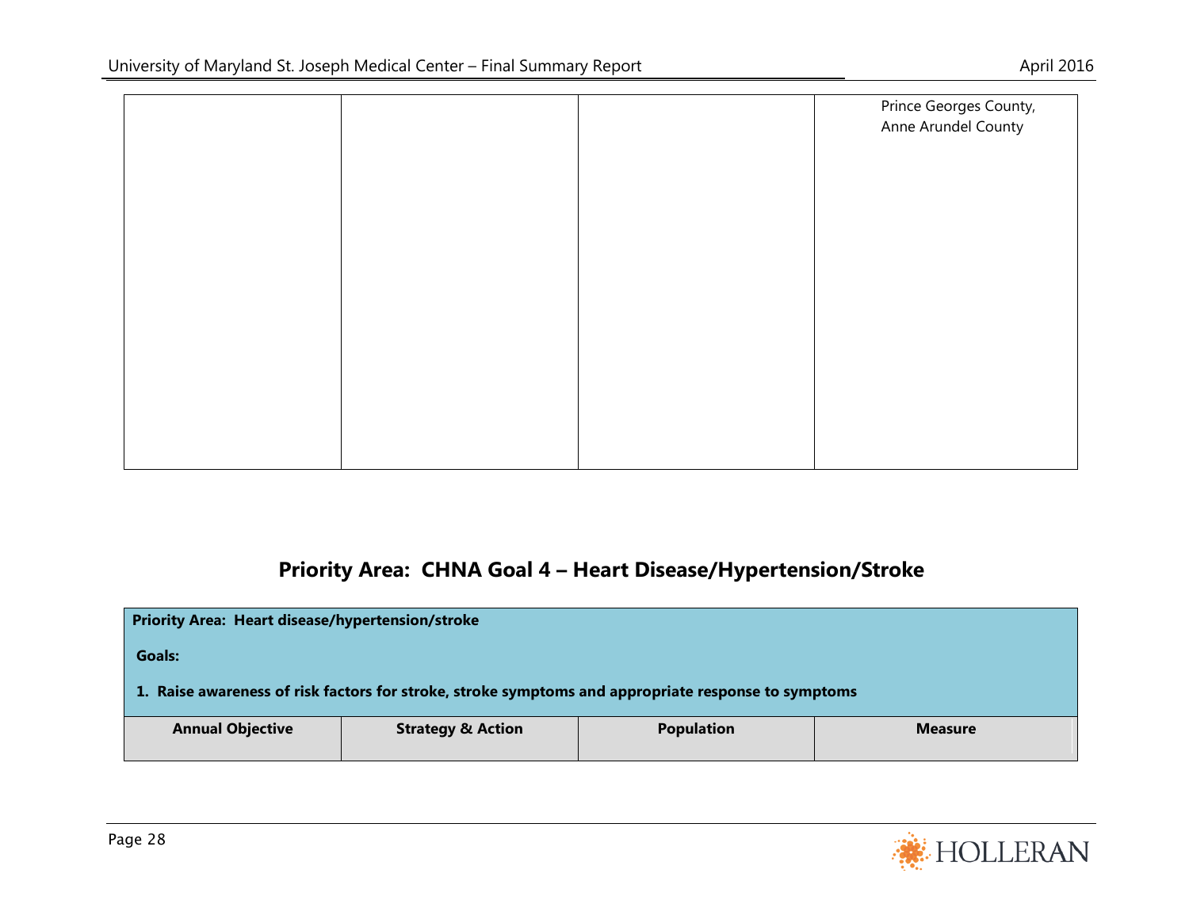| | | | |
|---|---|---|---|
| | | | Prince Georges County, Anne Arundel County |

## Priority Area: CHNA Goal 4 – Heart Disease/Hypertension/Stroke

**Priority Area: Heart disease/hypertension/stroke**

**Goals:**

**1. Raise awareness of risk factors for stroke, stroke symptoms and appropriate response to symptoms**

| Annual Objective | Strategy & Action | Population | Measure |
|---|---|---|---|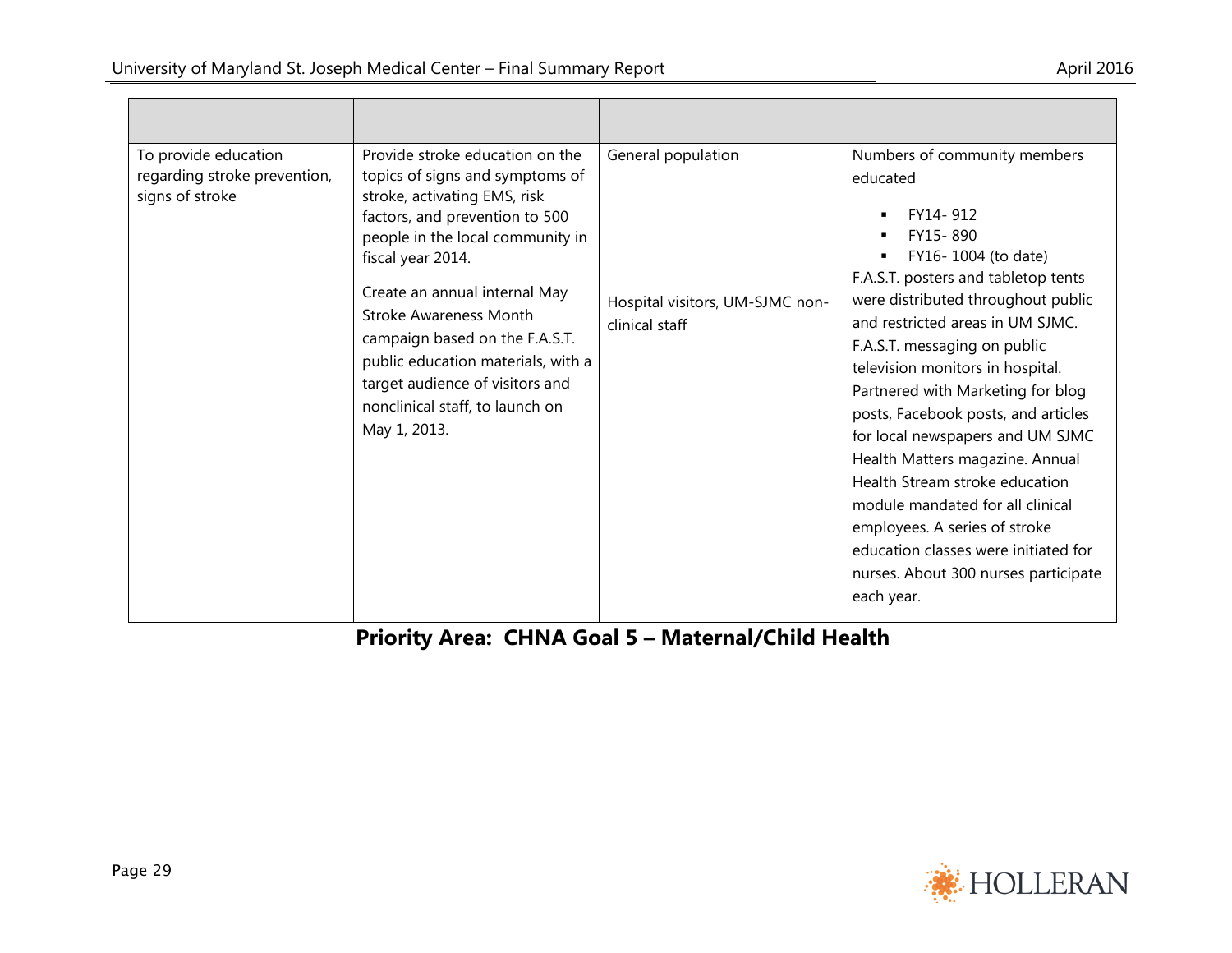| | | | |
|---|---|---|---|
| To provide education regarding stroke prevention, signs of stroke | Provide stroke education on the topics of signs and symptoms of stroke, activating EMS, risk factors, and prevention to 500 people in the local community in fiscal year 2014.<br><br>Create an annual internal May Stroke Awareness Month campaign based on the F.A.S.T. public education materials, with a target audience of visitors and nonclinical staff, to launch on May 1, 2013. | General population<br><br>Hospital visitors, UM-SJMC non-clinical staff | Numbers of community members educated<br><br>▪ FY14- 912<br>▪ FY15- 890<br>▪ FY16- 1004 (to date)<br><br>F.A.S.T. posters and tabletop tents were distributed throughout public and restricted areas in UM SJMC. F.A.S.T. messaging on public television monitors in hospital. Partnered with Marketing for blog posts, Facebook posts, and articles for local newspapers and UM SJMC Health Matters magazine. Annual Health Stream stroke education module mandated for all clinical employees. A series of stroke education classes were initiated for nurses. About 300 nurses participate each year. |

## Priority Area: CHNA Goal 5 – Maternal/Child Health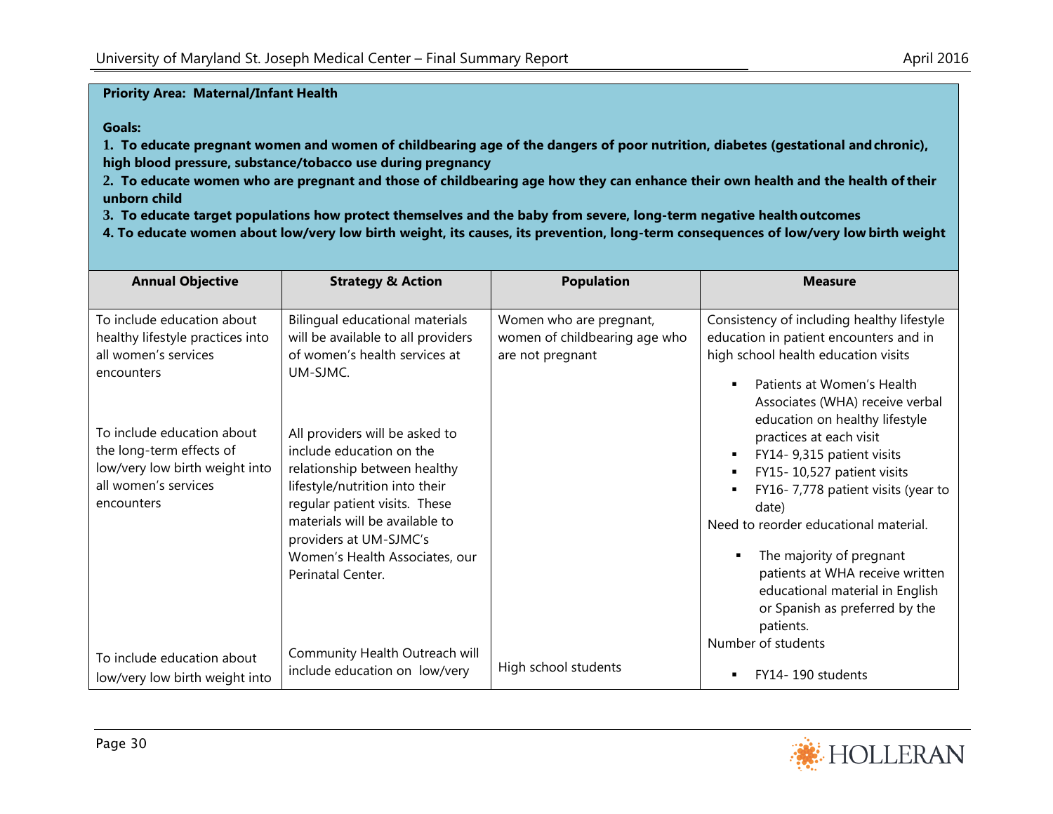**Priority Area: Maternal/Infant Health**

**Goals:**

**1. To educate pregnant women and women of childbearing age of the dangers of poor nutrition, diabetes (gestational and chronic), high blood pressure, substance/tobacco use during pregnancy**

**2. To educate women who are pregnant and those of childbearing age how they can enhance their own health and the health of their unborn child**

**3. To educate target populations how protect themselves and the baby from severe, long-term negative health outcomes**

**4. To educate women about low/very low birth weight, its causes, its prevention, long-term consequences of low/very low birth weight**

| Annual Objective | Strategy & Action | Population | Measure |
|---|---|---|---|
| To include education about healthy lifestyle practices into all women's services encounters<br><br>To include education about the long-term effects of low/very low birth weight into all women's services encounters | Bilingual educational materials will be available to all providers of women's health services at UM-SJMC.<br><br>All providers will be asked to include education on the relationship between healthy lifestyle/nutrition into their regular patient visits. These materials will be available to providers at UM-SJMC's Women's Health Associates, our Perinatal Center. | Women who are pregnant, women of childbearing age who are not pregnant | Consistency of including healthy lifestyle education in patient encounters and in high school health education visits<br><ul><li>Patients at Women's Health Associates (WHA) receive verbal education on healthy lifestyle practices at each visit</li><li>FY14- 9,315 patient visits</li><li>FY15- 10,527 patient visits</li><li>FY16- 7,778 patient visits (year to date)</li></ul>Need to reorder educational material.<br><ul><li>The majority of pregnant patients at WHA receive written educational material in English or Spanish as preferred by the patients.</li></ul> |
| To include education about low/very low birth weight into | Community Health Outreach will include education on low/very | High school students | Number of students<br><ul><li>FY14- 190 students</li></ul> |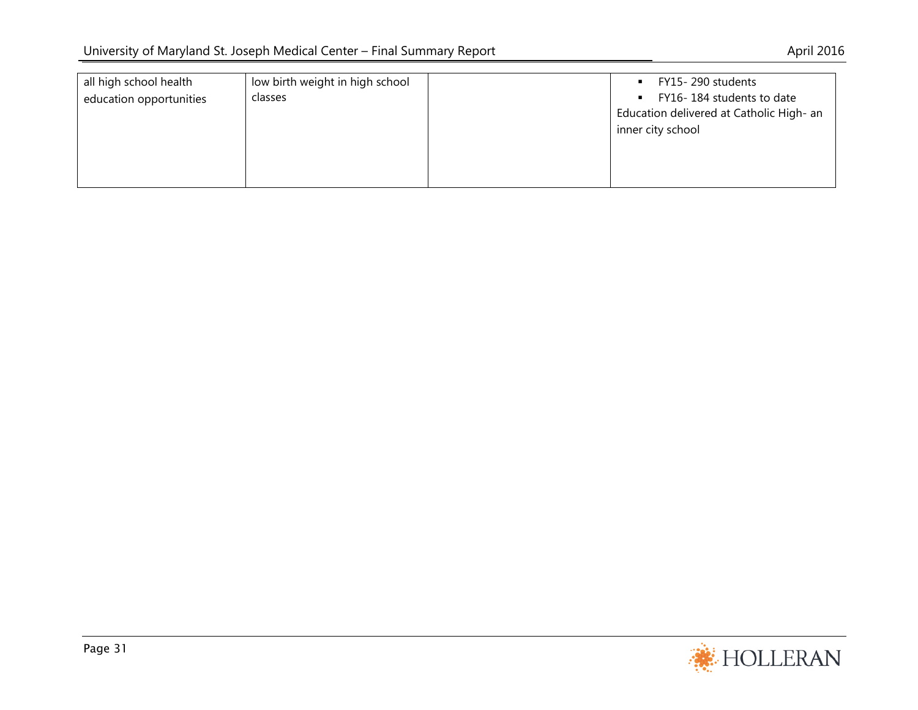| | | | |
|---|---|---|---|
| all high school health education opportunities | low birth weight in high school classes | | ▪ FY15- 290 students<br>▪ FY16- 184 students to date<br>Education delivered at Catholic High- an inner city school |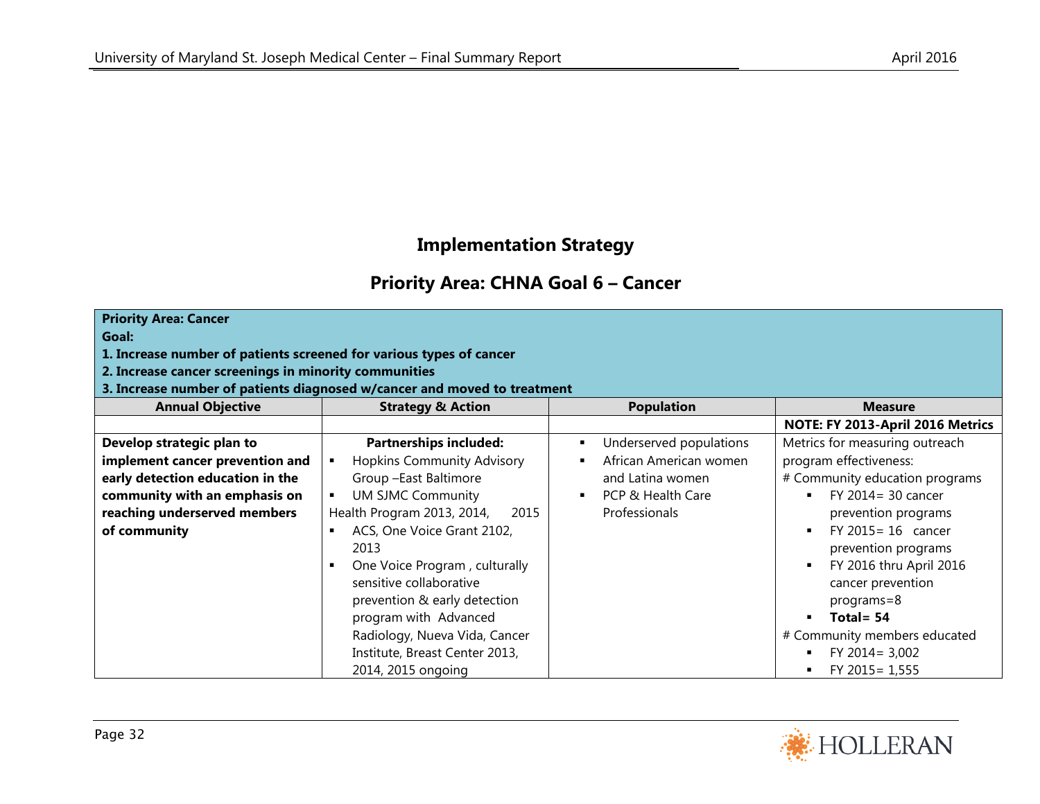# Implementation Strategy

## Priority Area: CHNA Goal 6 – Cancer

| **Priority Area: Cancer**<br>**Goal:**<br>**1. Increase number of patients screened for various types of cancer**<br>**2. Increase cancer screenings in minority communities**<br>**3. Increase number of patients diagnosed w/cancer and moved to treatment** | | | |
|---|---|---|---|
| **Annual Objective** | **Strategy & Action** | **Population** | **Measure** |
| | | | **NOTE: FY 2013-April 2016 Metrics** |
| **Develop strategic plan to implement cancer prevention and early detection education in the community with an emphasis on reaching underserved members of community** | **Partnerships included:**<br>▪ Hopkins Community Advisory Group –East Baltimore<br>▪ UM SJMC Community Health Program 2013, 2014, 2015<br>▪ ACS, One Voice Grant 2102, 2013<br>▪ One Voice Program , culturally sensitive collaborative prevention & early detection program with Advanced Radiology, Nueva Vida, Cancer Institute, Breast Center 2013, 2014, 2015 ongoing | ▪ Underserved populations<br>▪ African American women and Latina women<br>▪ PCP & Health Care Professionals | Metrics for measuring outreach program effectiveness:<br># Community education programs<br>▪ FY 2014= 30 cancer prevention programs<br>▪ FY 2015= 16 cancer prevention programs<br>▪ FY 2016 thru April 2016 cancer prevention programs=8<br>▪ **Total= 54**<br># Community members educated<br>▪ FY 2014= 3,002<br>▪ FY 2015= 1,555 |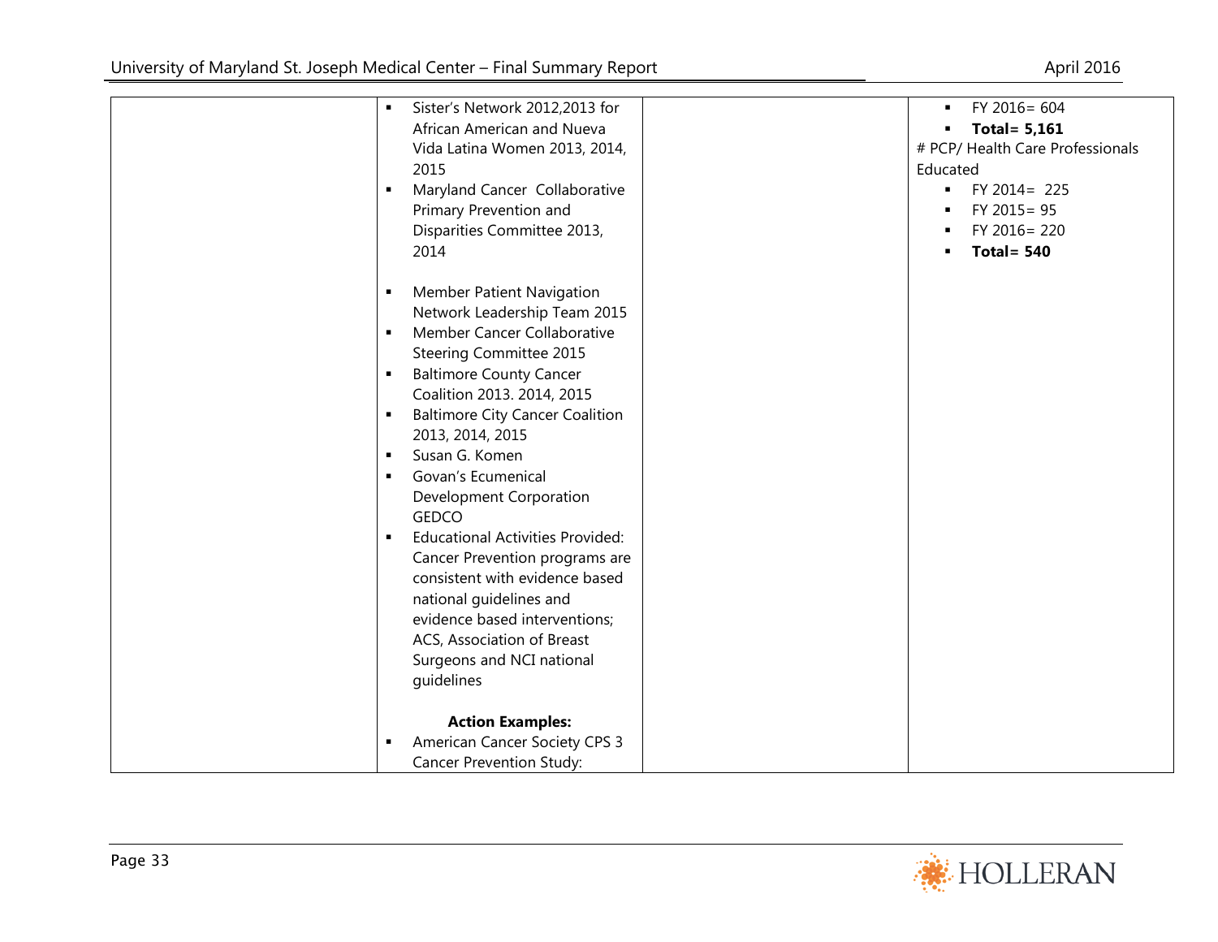| | | | |
|---|---|---|---|
| | ▪ Sister's Network 2012,2013 for African American and Nueva Vida Latina Women 2013, 2014, 2015<br>▪ Maryland Cancer Collaborative Primary Prevention and Disparities Committee 2013, 2014<br><br>▪ Member Patient Navigation Network Leadership Team 2015<br>▪ Member Cancer Collaborative Steering Committee 2015<br>▪ Baltimore County Cancer Coalition 2013. 2014, 2015<br>▪ Baltimore City Cancer Coalition 2013, 2014, 2015<br>▪ Susan G. Komen<br>▪ Govan's Ecumenical Development Corporation GEDCO<br>▪ Educational Activities Provided: Cancer Prevention programs are consistent with evidence based national guidelines and evidence based interventions; ACS, Association of Breast Surgeons and NCI national guidelines<br><br>**Action Examples:**<br>▪ American Cancer Society CPS 3 Cancer Prevention Study: | | ▪ FY 2016= 604<br>▪ **Total= 5,161**<br># PCP/ Health Care Professionals Educated<br>▪ FY 2014= 225<br>▪ FY 2015= 95<br>▪ FY 2016= 220<br>▪ **Total= 540** |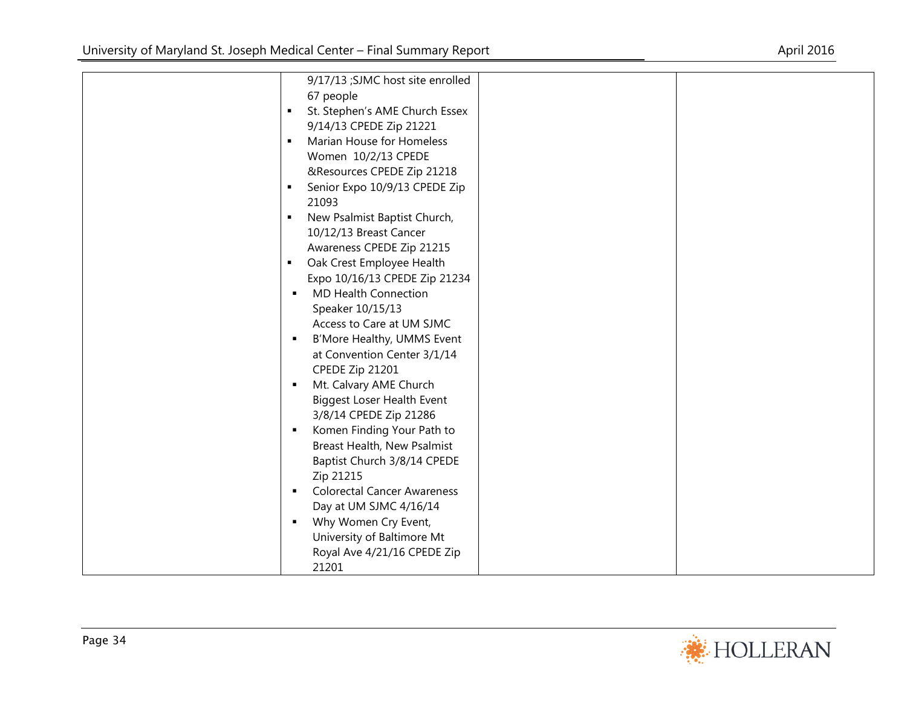|  |  |  |  |
|---|---|---|---|
|  | 9/17/13 ;SJMC host site enrolled 67 people<br>▪ St. Stephen's AME Church Essex 9/14/13 CPEDE Zip 21221<br>▪ Marian House for Homeless Women 10/2/13 CPEDE &Resources CPEDE Zip 21218<br>▪ Senior Expo 10/9/13 CPEDE Zip 21093<br>▪ New Psalmist Baptist Church, 10/12/13 Breast Cancer Awareness CPEDE Zip 21215<br>▪ Oak Crest Employee Health Expo 10/16/13 CPEDE Zip 21234<br>▪ MD Health Connection Speaker 10/15/13 Access to Care at UM SJMC<br>▪ B'More Healthy, UMMS Event at Convention Center 3/1/14 CPEDE Zip 21201<br>▪ Mt. Calvary AME Church Biggest Loser Health Event 3/8/14 CPEDE Zip 21286<br>▪ Komen Finding Your Path to Breast Health, New Psalmist Baptist Church 3/8/14 CPEDE Zip 21215<br>▪ Colorectal Cancer Awareness Day at UM SJMC 4/16/14<br>▪ Why Women Cry Event, University of Baltimore Mt Royal Ave 4/21/16 CPEDE Zip 21201 |  |  |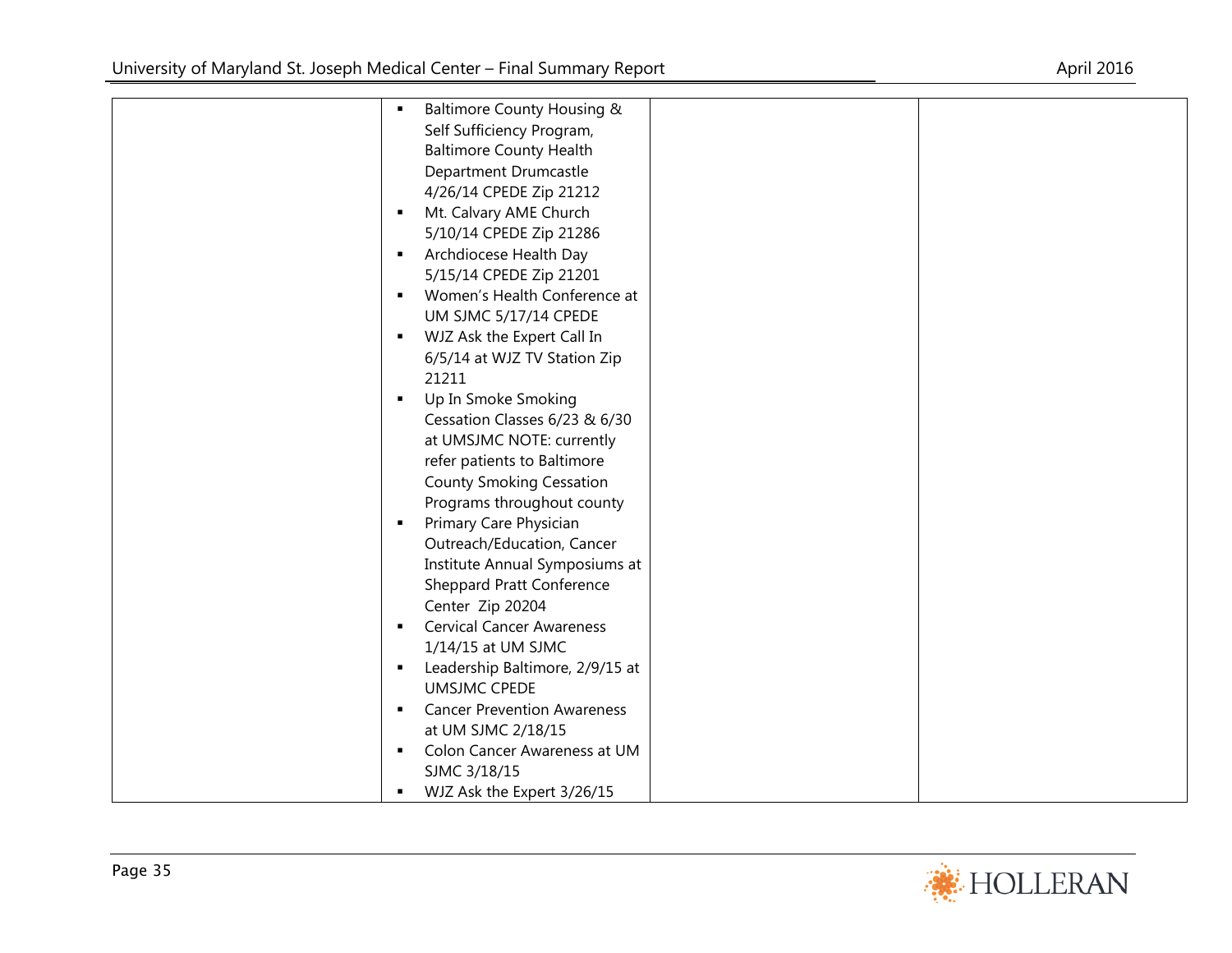| | | | |
|---|---|---|---|
| | ▪ Baltimore County Housing & Self Sufficiency Program, Baltimore County Health Department Drumcastle 4/26/14 CPEDE Zip 21212<br>▪ Mt. Calvary AME Church 5/10/14 CPEDE Zip 21286<br>▪ Archdiocese Health Day 5/15/14 CPEDE Zip 21201<br>▪ Women's Health Conference at UM SJMC 5/17/14 CPEDE<br>▪ WJZ Ask the Expert Call In 6/5/14 at WJZ TV Station Zip 21211<br>▪ Up In Smoke Smoking Cessation Classes 6/23 & 6/30 at UMSJMC NOTE: currently refer patients to Baltimore County Smoking Cessation Programs throughout county<br>▪ Primary Care Physician Outreach/Education, Cancer Institute Annual Symposiums at Sheppard Pratt Conference Center Zip 20204<br>▪ Cervical Cancer Awareness 1/14/15 at UM SJMC<br>▪ Leadership Baltimore, 2/9/15 at UMSJMC CPEDE<br>▪ Cancer Prevention Awareness at UM SJMC 2/18/15<br>▪ Colon Cancer Awareness at UM SJMC 3/18/15<br>▪ WJZ Ask the Expert 3/26/15 | | |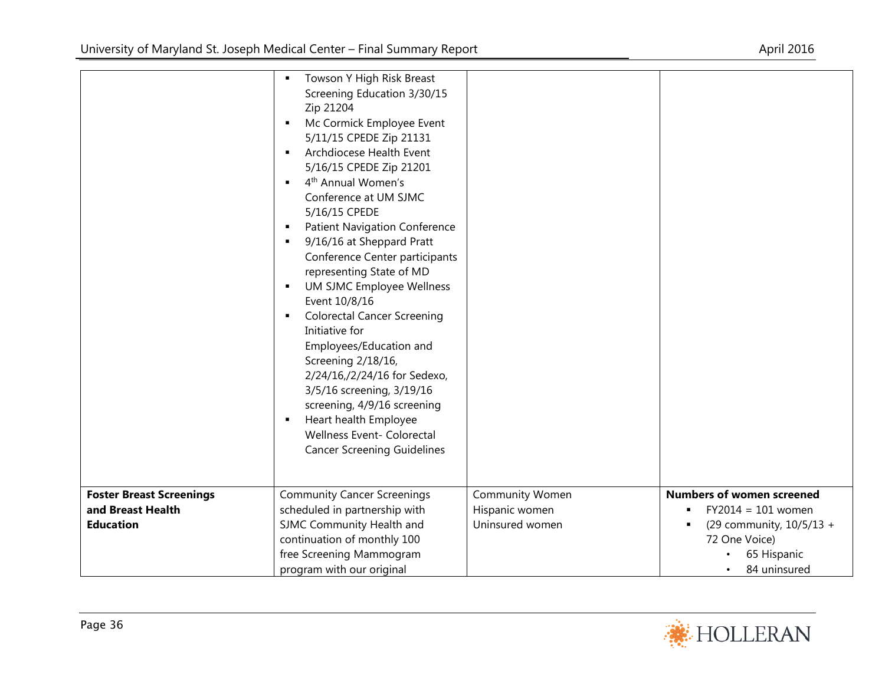| | | | |
|---|---|---|---|
| | <ul><li>Towson Y High Risk Breast Screening Education 3/30/15 Zip 21204</li><li>Mc Cormick Employee Event 5/11/15 CPEDE Zip 21131</li><li>Archdiocese Health Event 5/16/15 CPEDE Zip 21201</li><li>4th Annual Women's Conference at UM SJMC 5/16/15 CPEDE</li><li>Patient Navigation Conference</li><li>9/16/16 at Sheppard Pratt Conference Center participants representing State of MD</li><li>UM SJMC Employee Wellness Event 10/8/16</li><li>Colorectal Cancer Screening Initiative for Employees/Education and Screening 2/18/16, 2/24/16,/2/24/16 for Sedexo, 3/5/16 screening, 3/19/16 screening, 4/9/16 screening</li><li>Heart health Employee Wellness Event- Colorectal Cancer Screening Guidelines</li></ul> | | |
| **Foster Breast Screenings and Breast Health Education** | Community Cancer Screenings scheduled in partnership with SJMC Community Health and continuation of monthly 100 free Screening Mammogram program with our original | Community Women<br>Hispanic women<br>Uninsured women | **Numbers of women screened**<ul><li>FY2014 = 101 women</li><li>(29 community, 10/5/13 + 72 One Voice)<ul><li>65 Hispanic</li><li>84 uninsured</li></ul></li></ul> |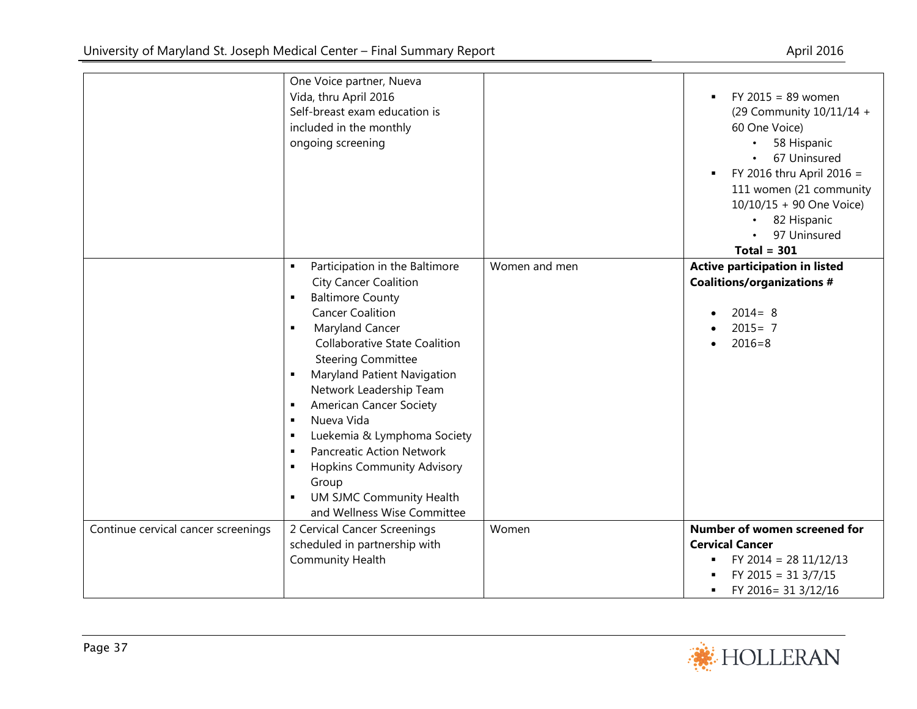| | | | |
|---|---|---|---|
| | One Voice partner, Nueva Vida, thru April 2016<br>Self-breast exam education is included in the monthly ongoing screening | | ▪ FY 2015 = 89 women (29 Community 10/11/14 + 60 One Voice)<br>• 58 Hispanic<br>• 67 Uninsured<br>▪ FY 2016 thru April 2016 = 111 women (21 community 10/10/15 + 90 One Voice)<br>• 82 Hispanic<br>• 97 Uninsured<br>**Total = 301** |
| | ▪ Participation in the Baltimore City Cancer Coalition<br>▪ Baltimore County Cancer Coalition<br>▪ Maryland Cancer Collaborative State Coalition Steering Committee<br>▪ Maryland Patient Navigation Network Leadership Team<br>▪ American Cancer Society<br>▪ Nueva Vida<br>▪ Luekemia & Lymphoma Society<br>▪ Pancreatic Action Network<br>▪ Hopkins Community Advisory Group<br>▪ UM SJMC Community Health and Wellness Wise Committee | Women and men | **Active participation in listed Coalitions/organizations #**<br>• 2014= 8<br>• 2015= 7<br>• 2016=8 |
| Continue cervical cancer screenings | 2 Cervical Cancer Screenings scheduled in partnership with Community Health | Women | **Number of women screened for Cervical Cancer**<br>▪ FY 2014 = 28 11/12/13<br>▪ FY 2015 = 31 3/7/15<br>▪ FY 2016= 31 3/12/16 |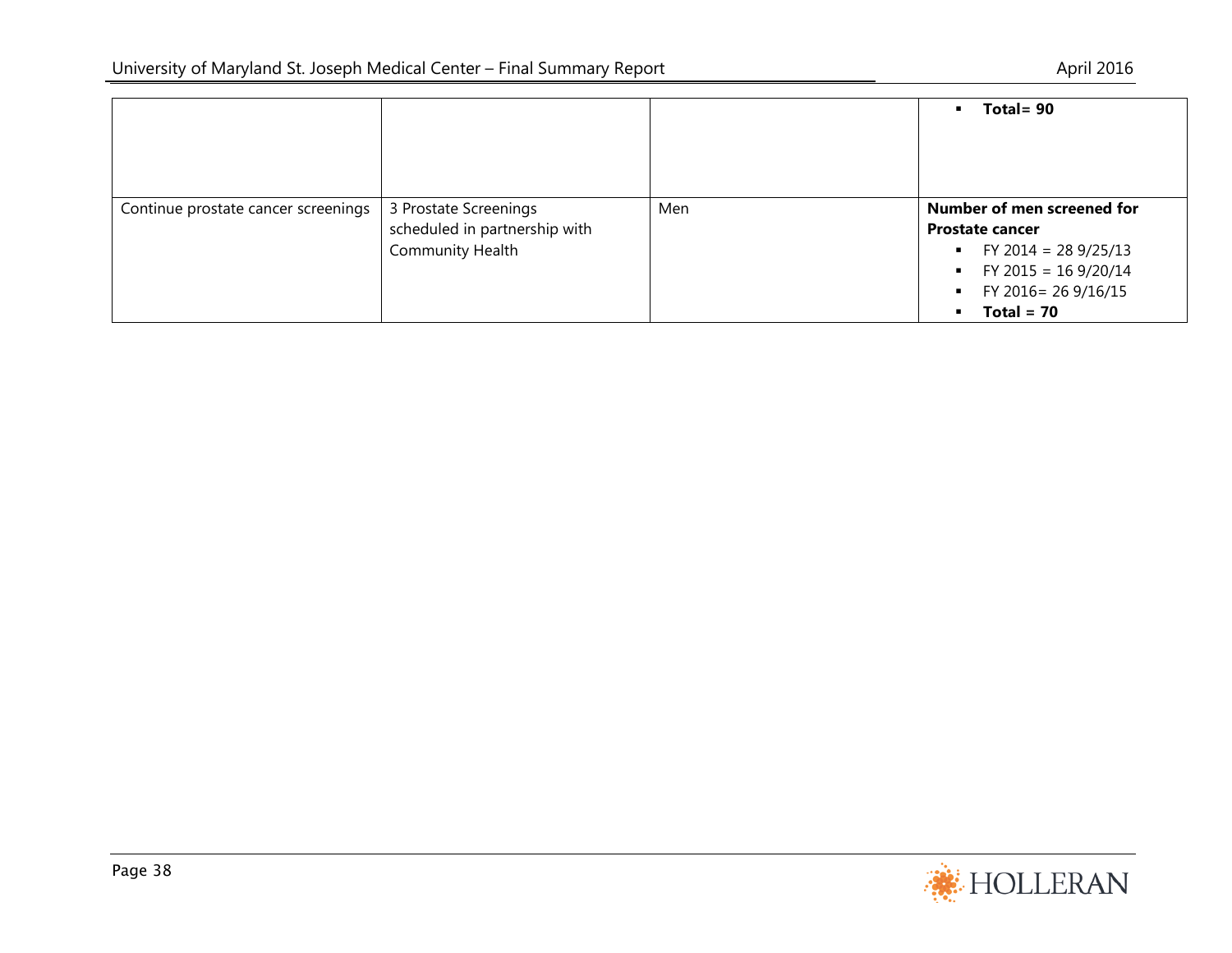|  |  |  |  |
|---|---|---|---|
|  |  |  | ▪ **Total= 90** |
| Continue prostate cancer screenings | 3 Prostate Screenings scheduled in partnership with Community Health | Men | **Number of men screened for Prostate cancer**<br>▪ FY 2014 = 28 9/25/13<br>▪ FY 2015 = 16 9/20/14<br>▪ FY 2016= 26 9/16/15<br>▪ **Total = 70** |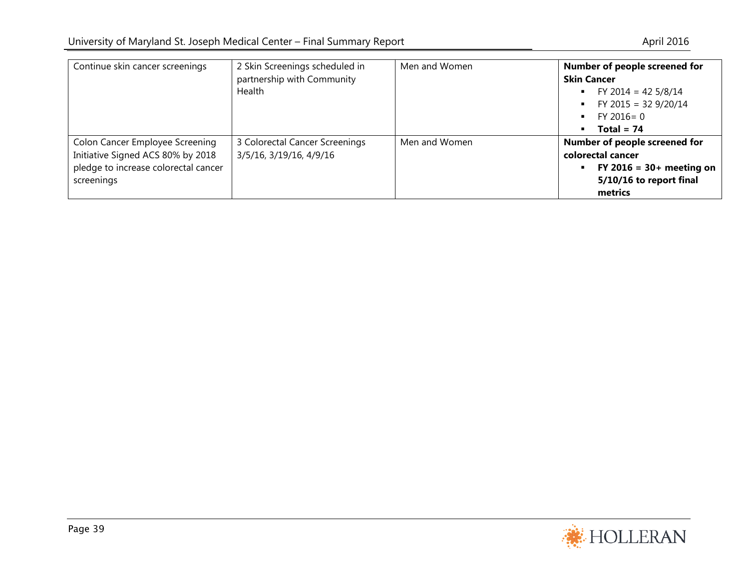| | | | |
|---|---|---|---|
| Continue skin cancer screenings | 2 Skin Screenings scheduled in partnership with Community Health | Men and Women | **Number of people screened for Skin Cancer**<br>▪ FY 2014 = 42 5/8/14<br>▪ FY 2015 = 32 9/20/14<br>▪ FY 2016= 0<br>▪ **Total = 74** |
| Colon Cancer Employee Screening Initiative Signed ACS 80% by 2018 pledge to increase colorectal cancer screenings | 3 Colorectal Cancer Screenings 3/5/16, 3/19/16, 4/9/16 | Men and Women | **Number of people screened for colorectal cancer**<br>▪ **FY 2016 = 30+ meeting on 5/10/16 to report final metrics** |